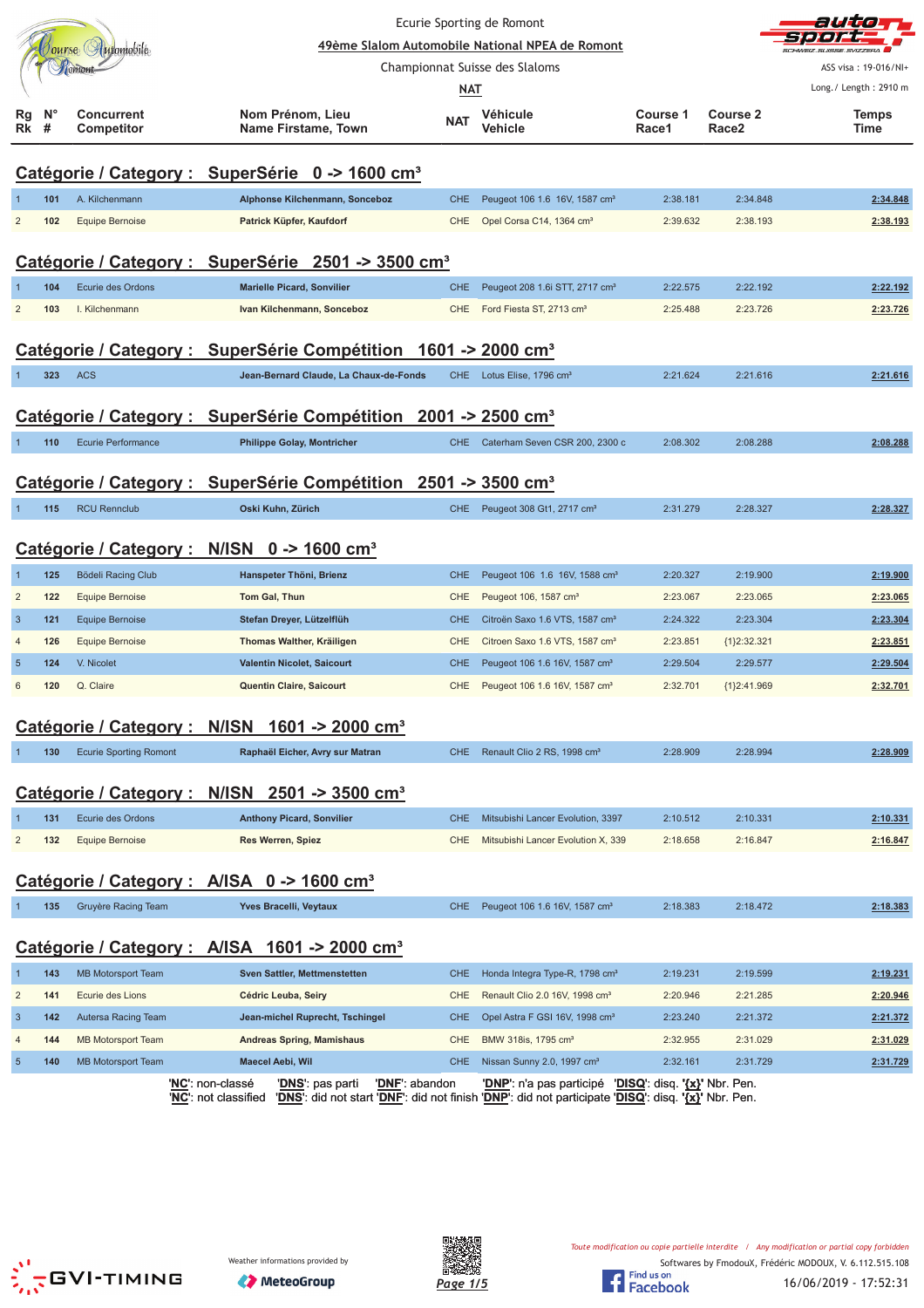Ecurie Sporting de Romont

**49ème Slalom Automobile National NPEA de Romont**

Championnat Suisse des Slaloms

**NAT**

ASS visa : 19-016/NI+

Long./ Length : 2910 m

| Rg Rk | N° # | Concurrent Competitor | Nom Prénom, Lieu Name Firstame, Town | NAT | Véhicule Vehicle | Course 1 Race1 | Course 2 Race2 | Temps Time |
|---|---|---|---|---|---|---|---|---|
| **Catégorie / Category : SuperSérie 0 -> 1600 cm³** | | | | | | | | |
| 1 | 101 | A. Kilchenmann | Alphonse Kilchenmann, Sonceboz | CHE | Peugeot 106 1.6 16V, 1587 cm³ | 2:38.181 | 2:34.848 | 2:34.848 |
| 2 | 102 | Equipe Bernoise | Patrick Küpfer, Kaufdorf | CHE | Opel Corsa C14, 1364 cm³ | 2:39.632 | 2:38.193 | 2:38.193 |
| **Catégorie / Category : SuperSérie 2501 -> 3500 cm³** | | | | | | | | |
| 1 | 104 | Ecurie des Ordons | Marielle Picard, Sonvilier | CHE | Peugeot 208 1.6i STT, 2717 cm³ | 2:22.575 | 2:22.192 | 2:22.192 |
| 2 | 103 | I. Kilchenmann | Ivan Kilchenmann, Sonceboz | CHE | Ford Fiesta ST, 2713 cm³ | 2:25.488 | 2:23.726 | 2:23.726 |
| **Catégorie / Category : SuperSérie Compétition 1601 -> 2000 cm³** | | | | | | | | |
| 1 | 323 | ACS | Jean-Bernard Claude, La Chaux-de-Fonds | CHE | Lotus Elise, 1796 cm³ | 2:21.624 | 2:21.616 | 2:21.616 |
| **Catégorie / Category : SuperSérie Compétition 2001 -> 2500 cm³** | | | | | | | | |
| 1 | 110 | Ecurie Performance | Philippe Golay, Montricher | CHE | Caterham Seven CSR 200, 2300 c | 2:08.302 | 2:08.288 | 2:08.288 |
| **Catégorie / Category : SuperSérie Compétition 2501 -> 3500 cm³** | | | | | | | | |
| 1 | 115 | RCU Rennclub | Oski Kuhn, Zürich | CHE | Peugeot 308 Gt1, 2717 cm³ | 2:31.279 | 2:28.327 | 2:28.327 |
| **Catégorie / Category : N/ISN 0 -> 1600 cm³** | | | | | | | | |
| 1 | 125 | Bödeli Racing Club | Hanspeter Thöni, Brienz | CHE | Peugeot 106 1.6 16V, 1588 cm³ | 2:20.327 | 2:19.900 | 2:19.900 |
| 2 | 122 | Equipe Bernoise | Tom Gal, Thun | CHE | Peugeot 106, 1587 cm³ | 2:23.067 | 2:23.065 | 2:23.065 |
| 3 | 121 | Equipe Bernoise | Stefan Dreyer, Lützelflüh | CHE | Citroën Saxo 1.6 VTS, 1587 cm³ | 2:24.322 | 2:23.304 | 2:23.304 |
| 4 | 126 | Equipe Bernoise | Thomas Walther, Kräiligen | CHE | Citroen Saxo 1.6 VTS, 1587 cm³ | 2:23.851 | {1}2:32.321 | 2:23.851 |
| 5 | 124 | V. Nicolet | Valentin Nicolet, Saicourt | CHE | Peugeot 106 1.6 16V, 1587 cm³ | 2:29.504 | 2:29.577 | 2:29.504 |
| 6 | 120 | Q. Claire | Quentin Claire, Saicourt | CHE | Peugeot 106 1.6 16V, 1587 cm³ | 2:32.701 | {1}2:41.969 | 2:32.701 |
| **Catégorie / Category : N/ISN 1601 -> 2000 cm³** | | | | | | | | |
| 1 | 130 | Ecurie Sporting Romont | Raphaël Eicher, Avry sur Matran | CHE | Renault Clio 2 RS, 1998 cm³ | 2:28.909 | 2:28.994 | 2:28.909 |
| **Catégorie / Category : N/ISN 2501 -> 3500 cm³** | | | | | | | | |
| 1 | 131 | Ecurie des Ordons | Anthony Picard, Sonvilier | CHE | Mitsubishi Lancer Evolution, 3397 | 2:10.512 | 2:10.331 | 2:10.331 |
| 2 | 132 | Equipe Bernoise | Res Werren, Spiez | CHE | Mitsubishi Lancer Evolution X, 339 | 2:18.658 | 2:16.847 | 2:16.847 |
| **Catégorie / Category : A/ISA 0 -> 1600 cm³** | | | | | | | | |
| 1 | 135 | Gruyère Racing Team | Yves Bracelli, Veytaux | CHE | Peugeot 106 1.6 16V, 1587 cm³ | 2:18.383 | 2:18.472 | 2:18.383 |
| **Catégorie / Category : A/ISA 1601 -> 2000 cm³** | | | | | | | | |
| 1 | 143 | MB Motorsport Team | Sven Sattler, Mettmenstetten | CHE | Honda Integra Type-R, 1798 cm³ | 2:19.231 | 2:19.599 | 2:19.231 |
| 2 | 141 | Ecurie des Lions | Cédric Leuba, Seiry | CHE | Renault Clio 2.0 16V, 1998 cm³ | 2:20.946 | 2:21.285 | 2:20.946 |
| 3 | 142 | Autersa Racing Team | Jean-michel Ruprecht, Tschingel | CHE | Opel Astra F GSI 16V, 1998 cm³ | 2:23.240 | 2:21.372 | 2:21.372 |
| 4 | 144 | MB Motorsport Team | Andreas Spring, Mamishaus | CHE | BMW 318is, 1795 cm³ | 2:32.955 | 2:31.029 | 2:31.029 |
| 5 | 140 | MB Motorsport Team | Maecel Aebi, Wil | CHE | Nissan Sunny 2.0, 1997 cm³ | 2:32.161 | 2:31.729 | 2:31.729 |

'NC': non-classé 'DNS': pas parti 'DNF': abandon 'DNP': n'a pas participé 'DISQ': disq. '{x}' Nbr. Pen.
'NC': not classified 'DNS': did not start 'DNF': did not finish 'DNP': did not participate 'DISQ': disq. '{x}' Nbr. Pen.

Weather informations provided by MeteoGroup

Toute modification ou copie partielle interdite / Any modification or partial copy forbidden

Softwares by FmodouX, Frédéric MODOUX, V. 6.112.515.108

16/06/2019 - 17:52:31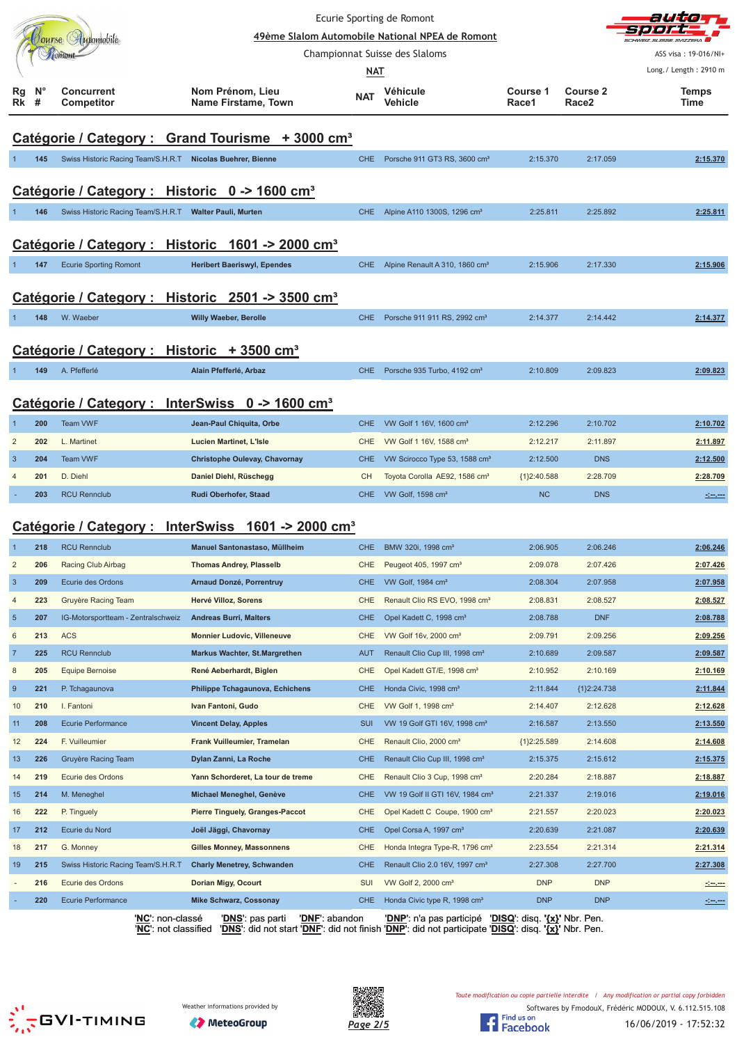Ecurie Sporting de Romont

49ème Slalom Automobile National NPEA de Romont

Championnat Suisse des Slaloms

NAT

ASS visa : 19-016/NI+

Long./ Length : 2910 m

## Catégorie / Category : Grand Tourisme + 3000 cm³

| Rg Rk | N° # | Concurrent Competitor | Nom Prénom, Lieu Name Firstame, Town | NAT | Véhicule Vehicle | Course 1 Race1 | Course 2 Race2 | Temps Time |
|---|---|---|---|---|---|---|---|---|
| 1 | 145 | Swiss Historic Racing Team/S.H.R.T | Nicolas Buehrer, Bienne | CHE | Porsche 911 GT3 RS, 3600 cm³ | 2:15.370 | 2:17.059 | 2:15.370 |

## Catégorie / Category : Historic 0 -> 1600 cm³

| Rg Rk | N° # | Concurrent Competitor | Nom Prénom, Lieu Name Firstame, Town | NAT | Véhicule Vehicle | Course 1 Race1 | Course 2 Race2 | Temps Time |
|---|---|---|---|---|---|---|---|---|
| 1 | 146 | Swiss Historic Racing Team/S.H.R.T | Walter Pauli, Murten | CHE | Alpine A110 1300S, 1296 cm³ | 2:25.811 | 2:25.892 | 2:25.811 |

## Catégorie / Category : Historic 1601 -> 2000 cm³

| Rg Rk | N° # | Concurrent Competitor | Nom Prénom, Lieu Name Firstame, Town | NAT | Véhicule Vehicle | Course 1 Race1 | Course 2 Race2 | Temps Time |
|---|---|---|---|---|---|---|---|---|
| 1 | 147 | Ecurie Sporting Romont | Heribert Baeriswyl, Ependes | CHE | Alpine Renault A 310, 1860 cm³ | 2:15.906 | 2:17.330 | 2:15.906 |

## Catégorie / Category : Historic 2501 -> 3500 cm³

| Rg Rk | N° # | Concurrent Competitor | Nom Prénom, Lieu Name Firstame, Town | NAT | Véhicule Vehicle | Course 1 Race1 | Course 2 Race2 | Temps Time |
|---|---|---|---|---|---|---|---|---|
| 1 | 148 | W. Waeber | Willy Waeber, Berolle | CHE | Porsche 911 911 RS, 2992 cm³ | 2:14.377 | 2:14.442 | 2:14.377 |

## Catégorie / Category : Historic + 3500 cm³

| Rg Rk | N° # | Concurrent Competitor | Nom Prénom, Lieu Name Firstame, Town | NAT | Véhicule Vehicle | Course 1 Race1 | Course 2 Race2 | Temps Time |
|---|---|---|---|---|---|---|---|---|
| 1 | 149 | A. Pfefferlé | Alain Pfefferlé, Arbaz | CHE | Porsche 935 Turbo, 4192 cm³ | 2:10.809 | 2:09.823 | 2:09.823 |

## Catégorie / Category : InterSwiss 0 -> 1600 cm³

| Rg Rk | N° # | Concurrent Competitor | Nom Prénom, Lieu Name Firstame, Town | NAT | Véhicule Vehicle | Course 1 Race1 | Course 2 Race2 | Temps Time |
|---|---|---|---|---|---|---|---|---|
| 1 | 200 | Team VWF | Jean-Paul Chiquita, Orbe | CHE | VW Golf 1 16V, 1600 cm³ | 2:12.296 | 2:10.702 | 2:10.702 |
| 2 | 202 | L. Martinet | Lucien Martinet, L'Isle | CHE | VW Golf 1 16V, 1588 cm³ | 2:12.217 | 2:11.897 | 2:11.897 |
| 3 | 204 | Team VWF | Christophe Oulevay, Chavornay | CHE | VW Scirocco Type 53, 1588 cm³ | 2:12.500 | DNS | 2:12.500 |
| 4 | 201 | D. Diehl | Daniel Diehl, Rüschegg | CH | Toyota Corolla AE92, 1586 cm³ | {1}2:40.588 | 2:28.709 | 2:28.709 |
| - | 203 | RCU Rennclub | Rudi Oberhofer, Staad | CHE | VW Golf, 1598 cm³ | NC | DNS | -:--.--- |

## Catégorie / Category : InterSwiss 1601 -> 2000 cm³

| Rg Rk | N° # | Concurrent Competitor | Nom Prénom, Lieu Name Firstame, Town | NAT | Véhicule Vehicle | Course 1 Race1 | Course 2 Race2 | Temps Time |
|---|---|---|---|---|---|---|---|---|
| 1 | 218 | RCU Rennclub | Manuel Santonastaso, Müllheim | CHE | BMW 320i, 1998 cm³ | 2:06.905 | 2:06.246 | 2:06.246 |
| 2 | 206 | Racing Club Airbag | Thomas Andrey, Plasselb | CHE | Peugeot 405, 1997 cm³ | 2:09.078 | 2:07.426 | 2:07.426 |
| 3 | 209 | Ecurie des Ordons | Arnaud Donzé, Porrentruy | CHE | VW Golf, 1984 cm³ | 2:08.304 | 2:07.958 | 2:07.958 |
| 4 | 223 | Gruyère Racing Team | Hervé Villoz, Sorens | CHE | Renault Clio RS EVO, 1998 cm³ | 2:08.831 | 2:08.527 | 2:08.527 |
| 5 | 207 | IG-Motorsportteam - Zentralschweiz | Andreas Burri, Malters | CHE | Opel Kadett C, 1998 cm³ | 2:08.788 | DNF | 2:08.788 |
| 6 | 213 | ACS | Monnier Ludovic, Villeneuve | CHE | VW Golf 16v, 2000 cm³ | 2:09.791 | 2:09.256 | 2:09.256 |
| 7 | 225 | RCU Rennclub | Markus Wachter, St.Margrethen | AUT | Renault Clio Cup III, 1998 cm³ | 2:10.689 | 2:09.587 | 2:09.587 |
| 8 | 205 | Equipe Bernoise | René Aeberhardt, Biglen | CHE | Opel Kadett GT/E, 1998 cm³ | 2:10.952 | 2:10.169 | 2:10.169 |
| 9 | 221 | P. Tchagaunova | Philippe Tchagaunova, Echichens | CHE | Honda Civic, 1998 cm³ | 2:11.844 | {1}2:24.738 | 2:11.844 |
| 10 | 210 | I. Fantoni | Ivan Fantoni, Gudo | CHE | VW Golf 1, 1998 cm³ | 2:14.407 | 2:12.628 | 2:12.628 |
| 11 | 208 | Ecurie Performance | Vincent Delay, Apples | SUI | VW 19 Golf GTI 16V, 1998 cm³ | 2:16.587 | 2:13.550 | 2:13.550 |
| 12 | 224 | F. Vuilleumier | Frank Vuilleumier, Tramelan | CHE | Renault Clio, 2000 cm³ | {1}2:25.589 | 2:14.608 | 2:14.608 |
| 13 | 226 | Gruyère Racing Team | Dylan Zanni, La Roche | CHE | Renault Clio Cup III, 1998 cm³ | 2:15.375 | 2:15.612 | 2:15.375 |
| 14 | 219 | Ecurie des Ordons | Yann Schorderet, La tour de treme | CHE | Renault Clio 3 Cup, 1998 cm³ | 2:20.284 | 2:18.887 | 2:18.887 |
| 15 | 214 | M. Meneghel | Michael Meneghel, Genève | CHE | VW 19 Golf II GTI 16V, 1984 cm³ | 2:21.337 | 2:19.016 | 2:19.016 |
| 16 | 222 | P. Tinguely | Pierre Tinguely, Granges-Paccot | CHE | Opel Kadett C Coupe, 1900 cm³ | 2:21.557 | 2:20.023 | 2:20.023 |
| 17 | 212 | Ecurie du Nord | Joël Jäggi, Chavornay | CHE | Opel Corsa A, 1997 cm³ | 2:20.639 | 2:21.087 | 2:20.639 |
| 18 | 217 | G. Monney | Gilles Monney, Massonnens | CHE | Honda Integra Type-R, 1796 cm³ | 2:23.554 | 2:21.314 | 2:21.314 |
| 19 | 215 | Swiss Historic Racing Team/S.H.R.T | Charly Menetrey, Schwanden | CHE | Renault Clio 2.0 16V, 1997 cm³ | 2:27.308 | 2:27.700 | 2:27.308 |
| - | 216 | Ecurie des Ordons | Dorian Migy, Ocourt | SUI | VW Golf 2, 2000 cm³ | DNP | DNP | -:--.--- |
| - | 220 | Ecurie Performance | Mike Schwarz, Cossonay | CHE | Honda Civic type R, 1998 cm³ | DNP | DNP | -:--.--- |

'NC': non-classé 'DNS': pas parti 'DNF': abandon 'DNP': n'a pas participé 'DISQ': disq. '{x}' Nbr. Pen.
'NC': not classified 'DNS': did not start 'DNF': did not finish 'DNP': did not participate 'DISQ': disq. '{x}' Nbr. Pen.

Weather informations provided by MeteoGroup

Toute modification ou copie partielle interdite / Any modification or partial copy forbidden

Softwares by FmodouX, Frédéric MODOUX, V. 6.112.515.108

16/06/2019 - 17:52:32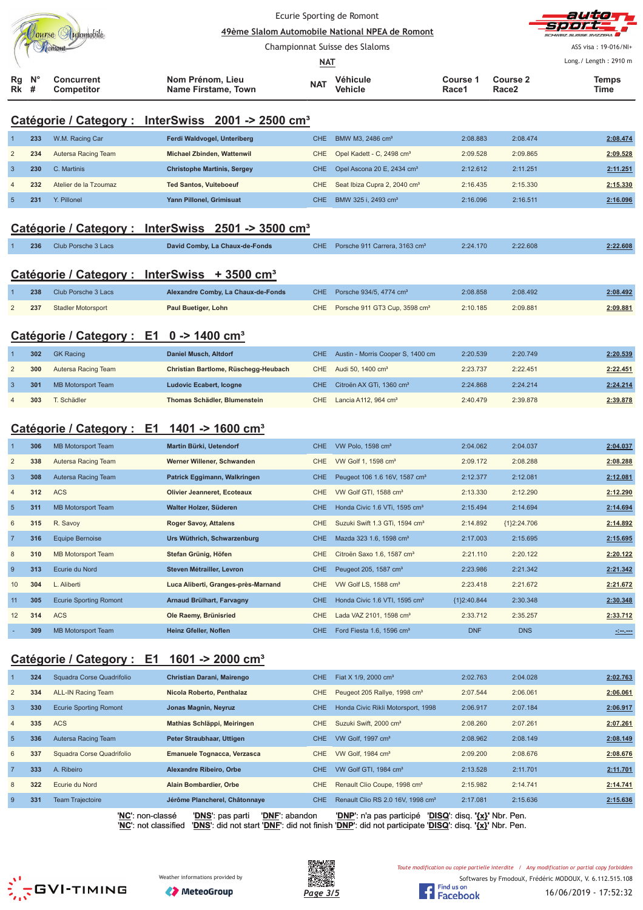Ecurie Sporting de Romont

49ème Slalom Automobile National NPEA de Romont

Championnat Suisse des Slaloms

NAT

ASS visa : 19-016/NI+

Long./ Length : 2910 m

## Catégorie / Category : InterSwiss 2001 -> 2500 cm³

| Rg Rk | N° # | Concurrent Competitor | Nom Prénom, Lieu Name Firstame, Town | NAT | Véhicule Vehicle | Course 1 Race1 | Course 2 Race2 | Temps Time |
|---|---|---|---|---|---|---|---|---|
| 1 | 233 | W.M. Racing Car | Ferdi Waldvogel, Unteriberg | CHE | BMW M3, 2486 cm³ | 2:08.883 | 2:08.474 | 2:08.474 |
| 2 | 234 | Autersa Racing Team | Michael Zbinden, Wattenwil | CHE | Opel Kadett - C, 2498 cm³ | 2:09.528 | 2:09.865 | 2:09.528 |
| 3 | 230 | C. Martinis | Christophe Martinis, Sergey | CHE | Opel Ascona 20 E, 2434 cm³ | 2:12.612 | 2:11.251 | 2:11.251 |
| 4 | 232 | Atelier de la Tzoumaz | Ted Santos, Vuiteboeuf | CHE | Seat Ibiza Cupra 2, 2040 cm³ | 2:16.435 | 2:15.330 | 2:15.330 |
| 5 | 231 | Y. Pillonel | Yann Pillonel, Grimisuat | CHE | BMW 325 i, 2493 cm³ | 2:16.096 | 2:16.511 | 2:16.096 |

## Catégorie / Category : InterSwiss 2501 -> 3500 cm³

| Rg Rk | N° # | Concurrent Competitor | Nom Prénom, Lieu Name Firstame, Town | NAT | Véhicule Vehicle | Course 1 Race1 | Course 2 Race2 | Temps Time |
|---|---|---|---|---|---|---|---|---|
| 1 | 236 | Club Porsche 3 Lacs | David Comby, La Chaux-de-Fonds | CHE | Porsche 911 Carrera, 3163 cm³ | 2:24.170 | 2:22.608 | 2:22.608 |

## Catégorie / Category : InterSwiss + 3500 cm³

| Rg Rk | N° # | Concurrent Competitor | Nom Prénom, Lieu Name Firstame, Town | NAT | Véhicule Vehicle | Course 1 Race1 | Course 2 Race2 | Temps Time |
|---|---|---|---|---|---|---|---|---|
| 1 | 238 | Club Porsche 3 Lacs | Alexandre Comby, La Chaux-de-Fonds | CHE | Porsche 934/5, 4774 cm³ | 2:08.858 | 2:08.492 | 2:08.492 |
| 2 | 237 | Stadler Motorsport | Paul Buetiger, Lohn | CHE | Porsche 911 GT3 Cup, 3598 cm³ | 2:10.185 | 2:09.881 | 2:09.881 |

## Catégorie / Category : E1 0 -> 1400 cm³

| Rg Rk | N° # | Concurrent Competitor | Nom Prénom, Lieu Name Firstame, Town | NAT | Véhicule Vehicle | Course 1 Race1 | Course 2 Race2 | Temps Time |
|---|---|---|---|---|---|---|---|---|
| 1 | 302 | GK Racing | Daniel Musch, Altdorf | CHE | Austin - Morris Cooper S, 1400 cm | 2:20.539 | 2:20.749 | 2:20.539 |
| 2 | 300 | Autersa Racing Team | Christian Bartlome, Rüschegg-Heubach | CHE | Audi 50, 1400 cm³ | 2:23.737 | 2:22.451 | 2:22.451 |
| 3 | 301 | MB Motorsport Team | Ludovic Ecabert, Icogne | CHE | Citroën AX GTi, 1360 cm³ | 2:24.868 | 2:24.214 | 2:24.214 |
| 4 | 303 | T. Schädler | Thomas Schädler, Blumenstein | CHE | Lancia A112, 964 cm³ | 2:40.479 | 2:39.878 | 2:39.878 |

## Catégorie / Category : E1 1401 -> 1600 cm³

| Rg Rk | N° # | Concurrent Competitor | Nom Prénom, Lieu Name Firstame, Town | NAT | Véhicule Vehicle | Course 1 Race1 | Course 2 Race2 | Temps Time |
|---|---|---|---|---|---|---|---|---|
| 1 | 306 | MB Motorsport Team | Martin Bürki, Uetendorf | CHE | VW Polo, 1598 cm³ | 2:04.062 | 2:04.037 | 2:04.037 |
| 2 | 338 | Autersa Racing Team | Werner Willener, Schwanden | CHE | VW Golf 1, 1598 cm³ | 2:09.172 | 2:08.288 | 2:08.288 |
| 3 | 308 | Autersa Racing Team | Patrick Eggimann, Walkringen | CHE | Peugeot 106 1.6 16V, 1587 cm³ | 2:12.377 | 2:12.081 | 2:12.081 |
| 4 | 312 | ACS | Olivier Jeanneret, Ecoteaux | CHE | VW Golf GTI, 1588 cm³ | 2:13.330 | 2:12.290 | 2:12.290 |
| 5 | 311 | MB Motorsport Team | Walter Holzer, Süderen | CHE | Honda Civic 1.6 VTi, 1595 cm³ | 2:15.494 | 2:14.694 | 2:14.694 |
| 6 | 315 | R. Savoy | Roger Savoy, Attalens | CHE | Suzuki Swift 1.3 GTi, 1594 cm³ | 2:14.892 | {1}2:24.706 | 2:14.892 |
| 7 | 316 | Equipe Bernoise | Urs Wüthrich, Schwarzenburg | CHE | Mazda 323 1.6, 1598 cm³ | 2:17.003 | 2:15.695 | 2:15.695 |
| 8 | 310 | MB Motorsport Team | Stefan Grünig, Höfen | CHE | Citroën Saxo 1.6, 1587 cm³ | 2:21.110 | 2:20.122 | 2:20.122 |
| 9 | 313 | Ecurie du Nord | Steven Métrailler, Levron | CHE | Peugeot 205, 1587 cm³ | 2:23.986 | 2:21.342 | 2:21.342 |
| 10 | 304 | L. Aliberti | Luca Aliberti, Granges-près-Marnand | CHE | VW Golf LS, 1588 cm³ | 2:23.418 | 2:21.672 | 2:21.672 |
| 11 | 305 | Ecurie Sporting Romont | Arnaud Brülhart, Farvagny | CHE | Honda Civic 1.6 VTI, 1595 cm³ | {1}2:40.844 | 2:30.348 | 2:30.348 |
| 12 | 314 | ACS | Ole Raemy, Brünisried | CHE | Lada VAZ 2101, 1598 cm³ | 2:33.712 | 2:35.257 | 2:33.712 |
| - | 309 | MB Motorsport Team | Heinz Gfeller, Noflen | CHE | Ford Fiesta 1.6, 1596 cm³ | DNF | DNS | -:--.--- |

## Catégorie / Category : E1 1601 -> 2000 cm³

| Rg Rk | N° # | Concurrent Competitor | Nom Prénom, Lieu Name Firstame, Town | NAT | Véhicule Vehicle | Course 1 Race1 | Course 2 Race2 | Temps Time |
|---|---|---|---|---|---|---|---|---|
| 1 | 324 | Squadra Corse Quadrifolio | Christian Darani, Mairengo | CHE | Fiat X 1/9, 2000 cm³ | 2:02.763 | 2:04.028 | 2:02.763 |
| 2 | 334 | ALL-IN Racing Team | Nicola Roberto, Penthalaz | CHE | Peugeot 205 Rallye, 1998 cm³ | 2:07.544 | 2:06.061 | 2:06.061 |
| 3 | 330 | Ecurie Sporting Romont | Jonas Magnin, Neyruz | CHE | Honda Civic Rikli Motorsport, 1998 | 2:06.917 | 2:07.184 | 2:06.917 |
| 4 | 335 | ACS | Mathias Schläppi, Meiringen | CHE | Suzuki Swift, 2000 cm³ | 2:08.260 | 2:07.261 | 2:07.261 |
| 5 | 336 | Autersa Racing Team | Peter Straubhaar, Uttigen | CHE | VW Golf, 1997 cm³ | 2:08.962 | 2:08.149 | 2:08.149 |
| 6 | 337 | Squadra Corse Quadrifolio | Emanuele Tognacca, Verzasca | CHE | VW Golf, 1984 cm³ | 2:09.200 | 2:08.676 | 2:08.676 |
| 7 | 333 | A. Ribeiro | Alexandre Ribeiro, Orbe | CHE | VW Golf GTI, 1984 cm³ | 2:13.528 | 2:11.701 | 2:11.701 |
| 8 | 322 | Ecurie du Nord | Alain Bombardier, Orbe | CHE | Renault Clio Coupe, 1998 cm³ | 2:15.982 | 2:14.741 | 2:14.741 |
| 9 | 331 | Team Trajectoire | Jérôme Plancherel, Châtonnaye | CHE | Renault Clio RS 2.0 16V, 1998 cm³ | 2:17.081 | 2:15.636 | 2:15.636 |

'NC': non-classé 'DNS': pas parti 'DNF': abandon 'DNP': n'a pas participé 'DISQ': disq. '{x}' Nbr. Pen.
'NC': not classified 'DNS': did not start 'DNF': did not finish 'DNP': did not participate 'DISQ': disq. '{x}' Nbr. Pen.

Weather informations provided by MeteoGroup

Toute modification ou copie partielle interdite / Any modification or partial copy forbidden

Softwares by FmodouX, Frédéric MODOUX, V. 6.112.515.108

16/06/2019 - 17:52:32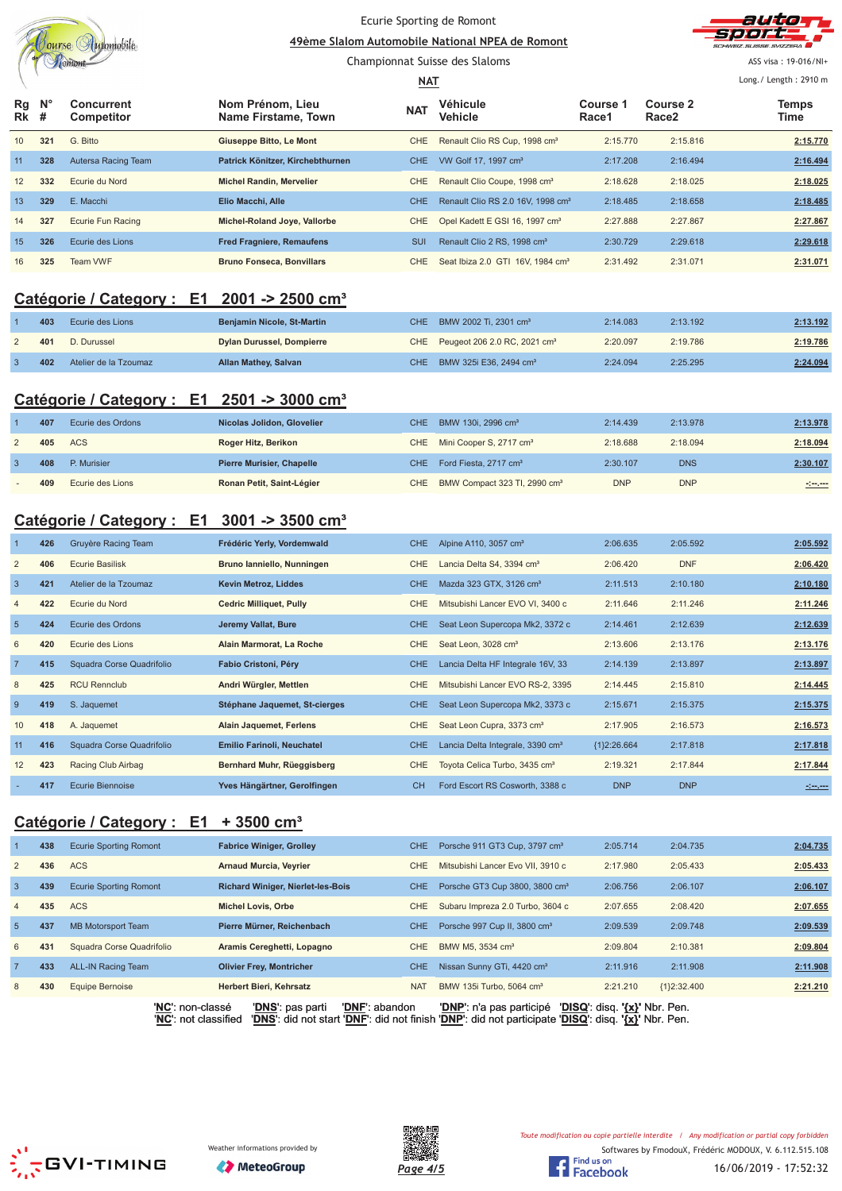Ecurie Sporting de Romont

49ème Slalom Automobile National NPEA de Romont

Championnat Suisse des Slaloms

NAT

ASS visa : 19-016/NI+

Long./ Length : 2910 m

| Rg Rk | N° # | Concurrent Competitor | Nom Prénom, Lieu Name Firstame, Town | NAT | Véhicule Vehicle | Course 1 Race1 | Course 2 Race2 | Temps Time |
|---|---|---|---|---|---|---|---|---|
| 10 | 321 | G. Bitto | Giuseppe Bitto, Le Mont | CHE | Renault Clio RS Cup, 1998 cm³ | 2:15.770 | 2:15.816 | 2:15.770 |
| 11 | 328 | Autersa Racing Team | Patrick Könitzer, Kirchebthurnen | CHE | VW Golf 17, 1997 cm³ | 2:17.208 | 2:16.494 | 2:16.494 |
| 12 | 332 | Ecurie du Nord | Michel Randin, Mervelier | CHE | Renault Clio Coupe, 1998 cm³ | 2:18.628 | 2:18.025 | 2:18.025 |
| 13 | 329 | E. Macchi | Elio Macchi, Alle | CHE | Renault Clio RS 2.0 16V, 1998 cm³ | 2:18.485 | 2:18.658 | 2:18.485 |
| 14 | 327 | Ecurie Fun Racing | Michel-Roland Joye, Vallorbe | CHE | Opel Kadett E GSI 16, 1997 cm³ | 2:27.888 | 2:27.867 | 2:27.867 |
| 15 | 326 | Ecurie des Lions | Fred Fragniere, Remaufens | SUI | Renault Clio 2 RS, 1998 cm³ | 2:30.729 | 2:29.618 | 2:29.618 |
| 16 | 325 | Team VWF | Bruno Fonseca, Bonvillars | CHE | Seat Ibiza 2.0 GTI 16V, 1984 cm³ | 2:31.492 | 2:31.071 | 2:31.071 |

## Catégorie / Category : E1 2001 -> 2500 cm³

| Rg Rk | N° # | Concurrent Competitor | Nom Prénom, Lieu Name Firstame, Town | NAT | Véhicule Vehicle | Course 1 Race1 | Course 2 Race2 | Temps Time |
|---|---|---|---|---|---|---|---|---|
| 1 | 403 | Ecurie des Lions | Benjamin Nicole, St-Martin | CHE | BMW 2002 Ti, 2301 cm³ | 2:14.083 | 2:13.192 | 2:13.192 |
| 2 | 401 | D. Durussel | Dylan Durussel, Dompierre | CHE | Peugeot 206 2.0 RC, 2021 cm³ | 2:20.097 | 2:19.786 | 2:19.786 |
| 3 | 402 | Atelier de la Tzoumaz | Allan Mathey, Salvan | CHE | BMW 325i E36, 2494 cm³ | 2:24.094 | 2:25.295 | 2:24.094 |

## Catégorie / Category : E1 2501 -> 3000 cm³

| Rg Rk | N° # | Concurrent Competitor | Nom Prénom, Lieu Name Firstame, Town | NAT | Véhicule Vehicle | Course 1 Race1 | Course 2 Race2 | Temps Time |
|---|---|---|---|---|---|---|---|---|
| 1 | 407 | Ecurie des Ordons | Nicolas Jolidon, Glovelier | CHE | BMW 130i, 2996 cm³ | 2:14.439 | 2:13.978 | 2:13.978 |
| 2 | 405 | ACS | Roger Hitz, Berikon | CHE | Mini Cooper S, 2717 cm³ | 2:18.688 | 2:18.094 | 2:18.094 |
| 3 | 408 | P. Murisier | Pierre Murisier, Chapelle | CHE | Ford Fiesta, 2717 cm³ | 2:30.107 | DNS | 2:30.107 |
| - | 409 | Ecurie des Lions | Ronan Petit, Saint-Légier | CHE | BMW Compact 323 TI, 2990 cm³ | DNP | DNP | -:--.--- |

## Catégorie / Category : E1 3001 -> 3500 cm³

| Rg Rk | N° # | Concurrent Competitor | Nom Prénom, Lieu Name Firstame, Town | NAT | Véhicule Vehicle | Course 1 Race1 | Course 2 Race2 | Temps Time |
|---|---|---|---|---|---|---|---|---|
| 1 | 426 | Gruyère Racing Team | Frédéric Yerly, Vordemwald | CHE | Alpine A110, 3057 cm³ | 2:06.635 | 2:05.592 | 2:05.592 |
| 2 | 406 | Ecurie Basilisk | Bruno Ianniello, Nunningen | CHE | Lancia Delta S4, 3394 cm³ | 2:06.420 | DNF | 2:06.420 |
| 3 | 421 | Atelier de la Tzoumaz | Kevin Metroz, Liddes | CHE | Mazda 323 GTX, 3126 cm³ | 2:11.513 | 2:10.180 | 2:10.180 |
| 4 | 422 | Ecurie du Nord | Cedric Milliquet, Pully | CHE | Mitsubishi Lancer EVO VI, 3400 c | 2:11.646 | 2:11.246 | 2:11.246 |
| 5 | 424 | Ecurie des Ordons | Jeremy Vallat, Bure | CHE | Seat Leon Supercopa Mk2, 3372 c | 2:14.461 | 2:12.639 | 2:12.639 |
| 6 | 420 | Ecurie des Lions | Alain Marmorat, La Roche | CHE | Seat Leon, 3028 cm³ | 2:13.606 | 2:13.176 | 2:13.176 |
| 7 | 415 | Squadra Corse Quadrifolio | Fabio Cristoni, Péry | CHE | Lancia Delta HF Integrale 16V, 33 | 2:14.139 | 2:13.897 | 2:13.897 |
| 8 | 425 | RCU Rennclub | Andri Würgler, Mettlen | CHE | Mitsubishi Lancer EVO RS-2, 3395 | 2:14.445 | 2:15.810 | 2:14.445 |
| 9 | 419 | S. Jaquemet | Stéphane Jaquemet, St-cierges | CHE | Seat Leon Supercopa Mk2, 3373 c | 2:15.671 | 2:15.375 | 2:15.375 |
| 10 | 418 | A. Jaquemet | Alain Jaquemet, Ferlens | CHE | Seat Leon Cupra, 3373 cm³ | 2:17.905 | 2:16.573 | 2:16.573 |
| 11 | 416 | Squadra Corse Quadrifolio | Emilio Farinoli, Neuchatel | CHE | Lancia Delta Integrale, 3390 cm³ | {1}2:26.664 | 2:17.818 | 2:17.818 |
| 12 | 423 | Racing Club Airbag | Bernhard Muhr, Rüeggisberg | CHE | Toyota Celica Turbo, 3435 cm³ | 2:19.321 | 2:17.844 | 2:17.844 |
| - | 417 | Ecurie Biennoise | Yves Hängärtner, Gerolfingen | CH | Ford Escort RS Cosworth, 3388 c | DNP | DNP | -:--.--- |

## Catégorie / Category : E1 + 3500 cm³

| Rg Rk | N° # | Concurrent Competitor | Nom Prénom, Lieu Name Firstame, Town | NAT | Véhicule Vehicle | Course 1 Race1 | Course 2 Race2 | Temps Time |
|---|---|---|---|---|---|---|---|---|
| 1 | 438 | Ecurie Sporting Romont | Fabrice Winiger, Grolley | CHE | Porsche 911 GT3 Cup, 3797 cm³ | 2:05.714 | 2:04.735 | 2:04.735 |
| 2 | 436 | ACS | Arnaud Murcia, Veyrier | CHE | Mitsubishi Lancer Evo VII, 3910 c | 2:17.980 | 2:05.433 | 2:05.433 |
| 3 | 439 | Ecurie Sporting Romont | Richard Winiger, Nierlet-les-Bois | CHE | Porsche GT3 Cup 3800, 3800 cm³ | 2:06.756 | 2:06.107 | 2:06.107 |
| 4 | 435 | ACS | Michel Lovis, Orbe | CHE | Subaru Impreza 2.0 Turbo, 3604 c | 2:07.655 | 2:08.420 | 2:07.655 |
| 5 | 437 | MB Motorsport Team | Pierre Mürner, Reichenbach | CHE | Porsche 997 Cup II, 3800 cm³ | 2:09.539 | 2:09.748 | 2:09.539 |
| 6 | 431 | Squadra Corse Quadrifolio | Aramis Cereghetti, Lopagno | CHE | BMW M5, 3534 cm³ | 2:09.804 | 2:10.381 | 2:09.804 |
| 7 | 433 | ALL-IN Racing Team | Olivier Frey, Montricher | CHE | Nissan Sunny GTi, 4420 cm³ | 2:11.916 | 2:11.908 | 2:11.908 |
| 8 | 430 | Equipe Bernoise | Herbert Bieri, Kehrsatz | NAT | BMW 135i Turbo, 5064 cm³ | 2:21.210 | {1}2:32.400 | 2:21.210 |

'NC': non-classé 'DNS': pas parti 'DNF': abandon 'DNP': n'a pas participé 'DISQ': disq. '{x}' Nbr. Pen.
'NC': not classified 'DNS': did not start 'DNF': did not finish 'DNP': did not participate 'DISQ': disq. '{x}' Nbr. Pen.

Weather informations provided by MeteoGroup

*Toute modification ou copie partielle interdite / Any modification or partial copy forbidden*

Softwares by FmodouX, Frédéric MODOUX, V. 6.112.515.108

16/06/2019 - 17:52:32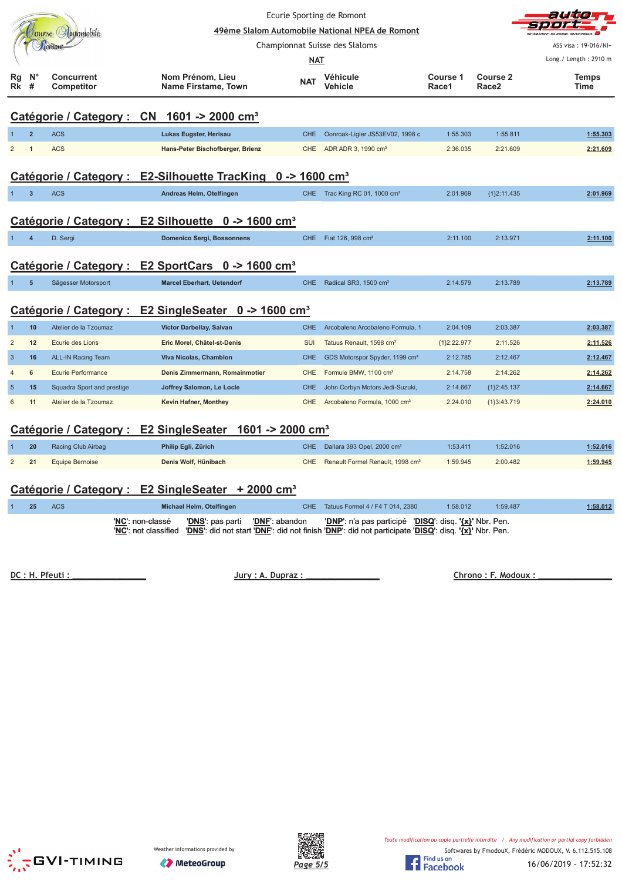Ecurie Sporting de Romont

**49ème Slalom Automobile National NPEA de Romont**

Championnat Suisse des Slaloms

**NAT**

ASS visa : 19-016/NI+

Long./ Length : 2910 m

## Catégorie / Category : CN 1601 -> 2000 cm³

| Rg Rk | N° # | Concurrent Competitor | Nom Prénom, Lieu Name Firstame, Town | NAT | Véhicule Vehicle | Course 1 Race1 | Course 2 Race2 | Temps Time |
|---|---|---|---|---|---|---|---|---|
| 1 | 2 | ACS | Lukas Eugster, Herisau | CHE | Oonroak-Ligier JS53EV02, 1998 c | 1:55.303 | 1:55.811 | 1:55.303 |
| 2 | 1 | ACS | Hans-Peter Bischofberger, Brienz | CHE | ADR ADR 3, 1990 cm³ | 2:36.035 | 2:21.609 | 2:21.609 |

## Catégorie / Category : E2-Silhouette TracKing 0 -> 1600 cm³

| Rg Rk | N° # | Concurrent Competitor | Nom Prénom, Lieu Name Firstame, Town | NAT | Véhicule Vehicle | Course 1 Race1 | Course 2 Race2 | Temps Time |
|---|---|---|---|---|---|---|---|---|
| 1 | 3 | ACS | Andreas Helm, Otelfingen | CHE | Trac King RC 01, 1000 cm³ | 2:01.969 | {1}2:11.435 | 2:01.969 |

## Catégorie / Category : E2 Silhouette 0 -> 1600 cm³

| Rg Rk | N° # | Concurrent Competitor | Nom Prénom, Lieu Name Firstame, Town | NAT | Véhicule Vehicle | Course 1 Race1 | Course 2 Race2 | Temps Time |
|---|---|---|---|---|---|---|---|---|
| 1 | 4 | D. Sergi | Domenico Sergi, Bossonnens | CHE | Fiat 126, 998 cm³ | 2:11.100 | 2:13.971 | 2:11.100 |

## Catégorie / Category : E2 SportCars 0 -> 1600 cm³

| Rg Rk | N° # | Concurrent Competitor | Nom Prénom, Lieu Name Firstame, Town | NAT | Véhicule Vehicle | Course 1 Race1 | Course 2 Race2 | Temps Time |
|---|---|---|---|---|---|---|---|---|
| 1 | 5 | Sägesser Motorsport | Marcel Eberhart, Uetendorf | CHE | Radical SR3, 1500 cm³ | 2:14.579 | 2:13.789 | 2:13.789 |

## Catégorie / Category : E2 SingleSeater 0 -> 1600 cm³

| Rg Rk | N° # | Concurrent Competitor | Nom Prénom, Lieu Name Firstame, Town | NAT | Véhicule Vehicle | Course 1 Race1 | Course 2 Race2 | Temps Time |
|---|---|---|---|---|---|---|---|---|
| 1 | 10 | Atelier de la Tzoumaz | Victor Darbellay, Salvan | CHE | Arcobaleno Arcobaleno Formula, 1 | 2:04.109 | 2:03.387 | 2:03.387 |
| 2 | 12 | Ecurie des Lions | Eric Morel, Châtel-st-Denis | SUI | Tatuus Renault, 1598 cm³ | {1}2:22.977 | 2:11.526 | 2:11.526 |
| 3 | 16 | ALL-IN Racing Team | Viva Nicolas, Chamblon | CHE | GDS Motorspor Spyder, 1199 cm³ | 2:12.785 | 2:12.467 | 2:12.467 |
| 4 | 6 | Ecurie Performance | Denis Zimmermann, Romainmotier | CHE | Formule BMW, 1100 cm³ | 2:14.758 | 2:14.262 | 2:14.262 |
| 5 | 15 | Squadra Sport and prestige | Joffrey Salomon, Le Locle | CHE | John Corbyn Motors Jedi-Suzuki, | 2:14.667 | {1}2:45.137 | 2:14.667 |
| 6 | 11 | Atelier de la Tzoumaz | Kevin Hafner, Monthey | CHE | Arcobaleno Formula, 1000 cm³ | 2:24.010 | {1}3:43.719 | 2:24.010 |

## Catégorie / Category : E2 SingleSeater 1601 -> 2000 cm³

| Rg Rk | N° # | Concurrent Competitor | Nom Prénom, Lieu Name Firstame, Town | NAT | Véhicule Vehicle | Course 1 Race1 | Course 2 Race2 | Temps Time |
|---|---|---|---|---|---|---|---|---|
| 1 | 20 | Racing Club Airbag | Philip Egli, Zürich | CHE | Dallara 393 Opel, 2000 cm³ | 1:53.411 | 1:52.016 | 1:52.016 |
| 2 | 21 | Equipe Bernoise | Denis Wolf, Hünibach | CHE | Renault Formel Renault, 1998 cm³ | 1:59.945 | 2:00.482 | 1:59.945 |

## Catégorie / Category : E2 SingleSeater + 2000 cm³

| Rg Rk | N° # | Concurrent Competitor | Nom Prénom, Lieu Name Firstame, Town | NAT | Véhicule Vehicle | Course 1 Race1 | Course 2 Race2 | Temps Time |
|---|---|---|---|---|---|---|---|---|
| 1 | 25 | ACS | Michael Helm, Otelfingen | CHE | Tatuus Formel 4 / F4 T 014, 2380 | 1:58.012 | 1:59.487 | 1:58.012 |

'**NC**': non-classé '**DNS**': pas parti '**DNF**': abandon '**DNP**': n'a pas participé '**DISQ**': disq. '**{x}**' Nbr. Pen.
'**NC**': not classified '**DNS**': did not start '**DNF**': did not finish '**DNP**': did not participate '**DISQ**': disq. '**{x}**' Nbr. Pen.

DC : H. Pfeuti : _______________ Jury : A. Dupraz : _______________ Chrono : F. Modoux : _______________

Weather informations provided by MeteoGroup

*Toute modification ou copie partielle interdite / Any modification or partial copy forbidden*

Softwares by FmodouX, Frédéric MODOUX, V. 6.112.515.108

16/06/2019 - 17:52:32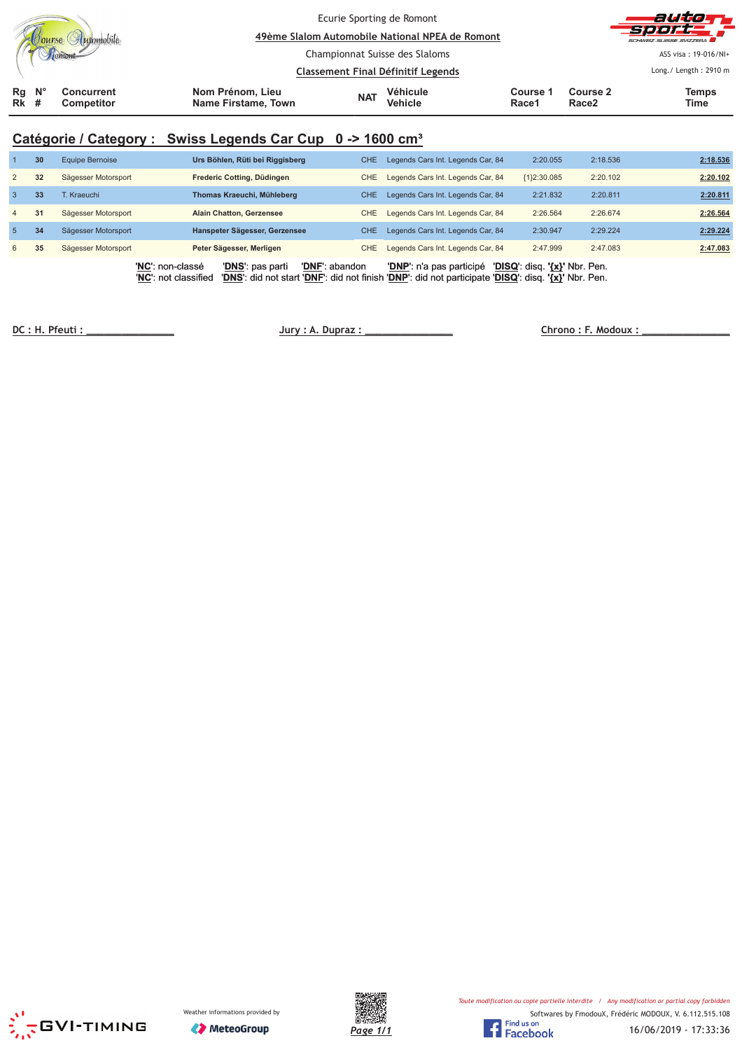Ecurie Sporting de Romont

**49ème Slalom Automobile National NPEA de Romont**

Championnat Suisse des Slaloms

**Classement Final Définitif Legends**

ASS visa : 19-016/NI+

Long./ Length : 2910 m

## Catégorie / Category : Swiss Legends Car Cup 0 -> 1600 cm³

| Rg Rk | N° # | Concurrent Competitor | Nom Prénom, Lieu Name Firstame, Town | NAT | Véhicule Vehicle | Course 1 Race1 | Course 2 Race2 | Temps Time |
|---|---|---|---|---|---|---|---|---|
| 1 | 30 | Equipe Bernoise | **Urs Böhlen, Rüti bei Riggisberg** | CHE | Legends Cars Int. Legends Car, 84 | 2:20.055 | 2:18.536 | **2:18.536** |
| 2 | 32 | Sägesser Motorsport | **Frederic Cotting, Düdingen** | CHE | Legends Cars Int. Legends Car, 84 | {1}2:30.085 | 2:20.102 | **2:20.102** |
| 3 | 33 | T. Kraeuchi | **Thomas Kraeuchi, Mühleberg** | CHE | Legends Cars Int. Legends Car, 84 | 2:21.832 | 2:20.811 | **2:20.811** |
| 4 | 31 | Sägesser Motorsport | **Alain Chatton, Gerzensee** | CHE | Legends Cars Int. Legends Car, 84 | 2:26.564 | 2:26.674 | **2:26.564** |
| 5 | 34 | Sägesser Motorsport | **Hanspeter Sägesser, Gerzensee** | CHE | Legends Cars Int. Legends Car, 84 | 2:30.947 | 2:29.224 | **2:29.224** |
| 6 | 35 | Sägesser Motorsport | **Peter Sägesser, Merligen** | CHE | Legends Cars Int. Legends Car, 84 | 2:47.999 | 2:47.083 | **2:47.083** |

'**NC**': non-classé '**DNS**': pas parti '**DNF**': abandon '**DNP**': n'a pas participé '**DISQ**': disq. '**{x}**' Nbr. Pen.
'**NC**': not classified '**DNS**': did not start '**DNF**': did not finish '**DNP**': did not participate '**DISQ**': disq. '**{x}**' Nbr. Pen.

DC : H. Pfeuti : _______________ Jury : A. Dupraz : _______________ Chrono : F. Modoux : _______________

Weather informations provided by MeteoGroup

*Toute modification ou copie partielle interdite / Any modification or partial copy forbidden*

Softwares by FmodouX, Frédéric MODOUX, V. 6.112.515.108

16/06/2019 - 17:33:36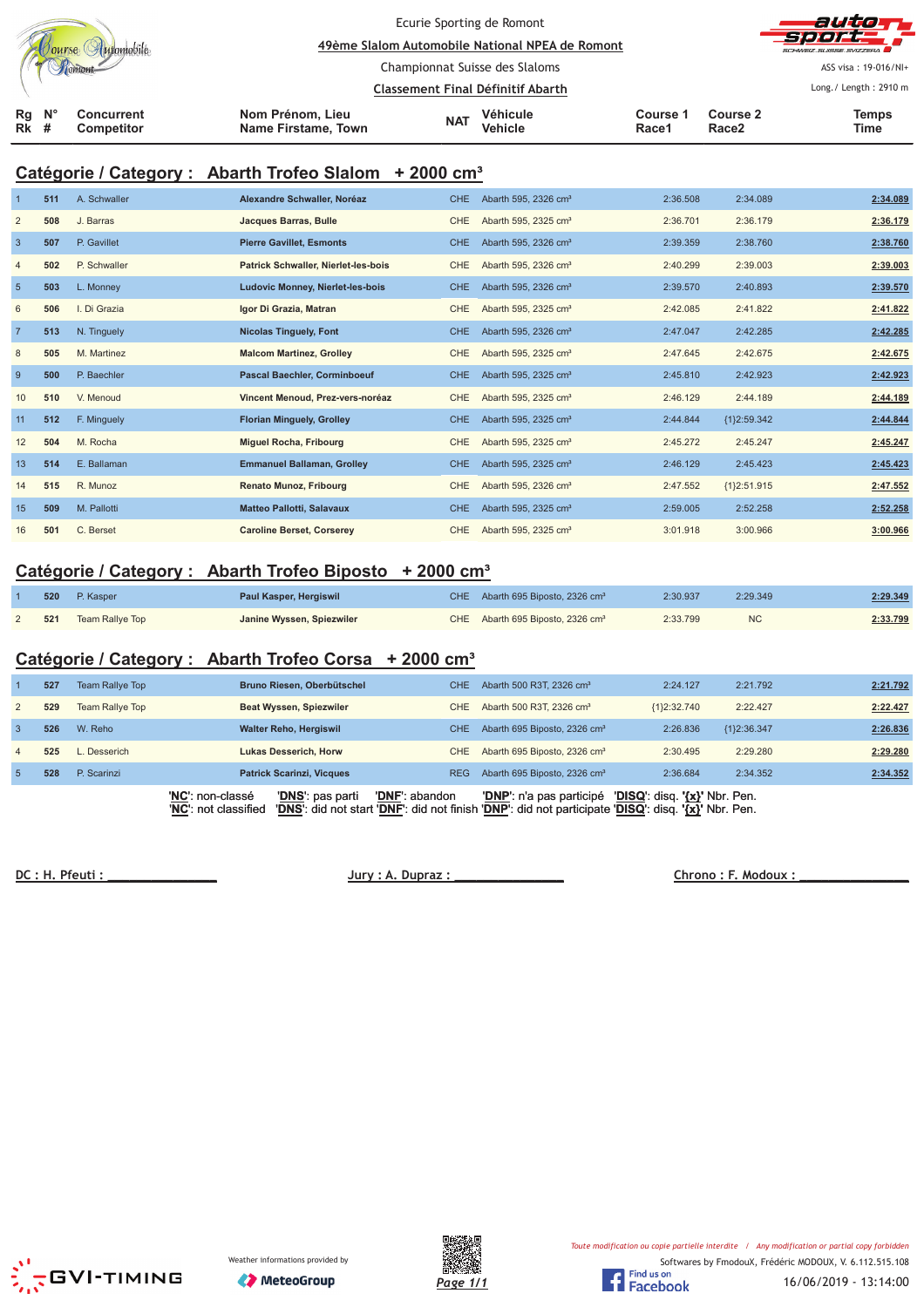Ecurie Sporting de Romont

**49ème Slalom Automobile National NPEA de Romont**

Championnat Suisse des Slaloms

**Classement Final Définitif Abarth**

ASS visa : 19-016/NI+

Long./ Length : 2910 m

## Catégorie / Category : Abarth Trofeo Slalom + 2000 cm³

| Rg Rk | N° # | Concurrent Competitor | Nom Prénom, Lieu Name Firstame, Town | NAT | Véhicule Vehicle | Course 1 Race1 | Course 2 Race2 | Temps Time |
|---|---|---|---|---|---|---|---|---|
| 1 | 511 | A. Schwaller | Alexandre Schwaller, Noréaz | CHE | Abarth 595, 2326 cm³ | 2:36.508 | 2:34.089 | 2:34.089 |
| 2 | 508 | J. Barras | Jacques Barras, Bulle | CHE | Abarth 595, 2325 cm³ | 2:36.701 | 2:36.179 | 2:36.179 |
| 3 | 507 | P. Gavillet | Pierre Gavillet, Esmonts | CHE | Abarth 595, 2326 cm³ | 2:39.359 | 2:38.760 | 2:38.760 |
| 4 | 502 | P. Schwaller | Patrick Schwaller, Nierlet-les-bois | CHE | Abarth 595, 2326 cm³ | 2:40.299 | 2:39.003 | 2:39.003 |
| 5 | 503 | L. Monney | Ludovic Monney, Nierlet-les-bois | CHE | Abarth 595, 2326 cm³ | 2:39.570 | 2:40.893 | 2:39.570 |
| 6 | 506 | I. Di Grazia | Igor Di Grazia, Matran | CHE | Abarth 595, 2325 cm³ | 2:42.085 | 2:41.822 | 2:41.822 |
| 7 | 513 | N. Tinguely | Nicolas Tinguely, Font | CHE | Abarth 595, 2326 cm³ | 2:47.047 | 2:42.285 | 2:42.285 |
| 8 | 505 | M. Martinez | Malcom Martinez, Grolley | CHE | Abarth 595, 2325 cm³ | 2:47.645 | 2:42.675 | 2:42.675 |
| 9 | 500 | P. Baechler | Pascal Baechler, Corminboeuf | CHE | Abarth 595, 2325 cm³ | 2:45.810 | 2:42.923 | 2:42.923 |
| 10 | 510 | V. Menoud | Vincent Menoud, Prez-vers-noréaz | CHE | Abarth 595, 2325 cm³ | 2:46.129 | 2:44.189 | 2:44.189 |
| 11 | 512 | F. Minguely | Florian Minguely, Grolley | CHE | Abarth 595, 2325 cm³ | 2:44.844 | {1}2:59.342 | 2:44.844 |
| 12 | 504 | M. Rocha | Miguel Rocha, Fribourg | CHE | Abarth 595, 2325 cm³ | 2:45.272 | 2:45.247 | 2:45.247 |
| 13 | 514 | E. Ballaman | Emmanuel Ballaman, Grolley | CHE | Abarth 595, 2325 cm³ | 2:46.129 | 2:45.423 | 2:45.423 |
| 14 | 515 | R. Munoz | Renato Munoz, Fribourg | CHE | Abarth 595, 2326 cm³ | 2:47.552 | {1}2:51.915 | 2:47.552 |
| 15 | 509 | M. Pallotti | Matteo Pallotti, Salavaux | CHE | Abarth 595, 2325 cm³ | 2:59.005 | 2:52.258 | 2:52.258 |
| 16 | 501 | C. Berset | Caroline Berset, Corserey | CHE | Abarth 595, 2325 cm³ | 3:01.918 | 3:00.966 | 3:00.966 |

## Catégorie / Category : Abarth Trofeo Biposto + 2000 cm³

| Rg Rk | N° # | Concurrent Competitor | Nom Prénom, Lieu Name Firstame, Town | NAT | Véhicule Vehicle | Course 1 Race1 | Course 2 Race2 | Temps Time |
|---|---|---|---|---|---|---|---|---|
| 1 | 520 | P. Kasper | Paul Kasper, Hergiswil | CHE | Abarth 695 Biposto, 2326 cm³ | 2:30.937 | 2:29.349 | 2:29.349 |
| 2 | 521 | Team Rallye Top | Janine Wyssen, Spiezwiler | CHE | Abarth 695 Biposto, 2326 cm³ | 2:33.799 | NC | 2:33.799 |

## Catégorie / Category : Abarth Trofeo Corsa + 2000 cm³

| Rg Rk | N° # | Concurrent Competitor | Nom Prénom, Lieu Name Firstame, Town | NAT | Véhicule Vehicle | Course 1 Race1 | Course 2 Race2 | Temps Time |
|---|---|---|---|---|---|---|---|---|
| 1 | 527 | Team Rallye Top | Bruno Riesen, Oberbütschel | CHE | Abarth 500 R3T, 2326 cm³ | 2:24.127 | 2:21.792 | 2:21.792 |
| 2 | 529 | Team Rallye Top | Beat Wyssen, Spiezwiler | CHE | Abarth 500 R3T, 2326 cm³ | {1}2:32.740 | 2:22.427 | 2:22.427 |
| 3 | 526 | W. Reho | Walter Reho, Hergiswil | CHE | Abarth 695 Biposto, 2326 cm³ | 2:26.836 | {1}2:36.347 | 2:26.836 |
| 4 | 525 | L. Desserich | Lukas Desserich, Horw | CHE | Abarth 695 Biposto, 2326 cm³ | 2:30.495 | 2:29.280 | 2:29.280 |
| 5 | 528 | P. Scarinzi | Patrick Scarinzi, Vicques | REG | Abarth 695 Biposto, 2326 cm³ | 2:36.684 | 2:34.352 | 2:34.352 |

'NC': non-classé 'DNS': pas parti 'DNF': abandon 'DNP': n'a pas participé 'DISQ': disq. '{x}' Nbr. Pen.
'NC': not classified 'DNS': did not start 'DNF': did not finish 'DNP': did not participate 'DISQ': disq. '{x}' Nbr. Pen.

DC : H. Pfeuti : ______________ Jury : A. Dupraz : ______________ Chrono : F. Modoux : ______________

Weather informations provided by MeteoGroup

*Toute modification ou copie partielle interdite / Any modification or partial copy forbidden*

Softwares by FmodouX, Frédéric MODOUX, V. 6.112.515.108

16/06/2019 - 13:14:00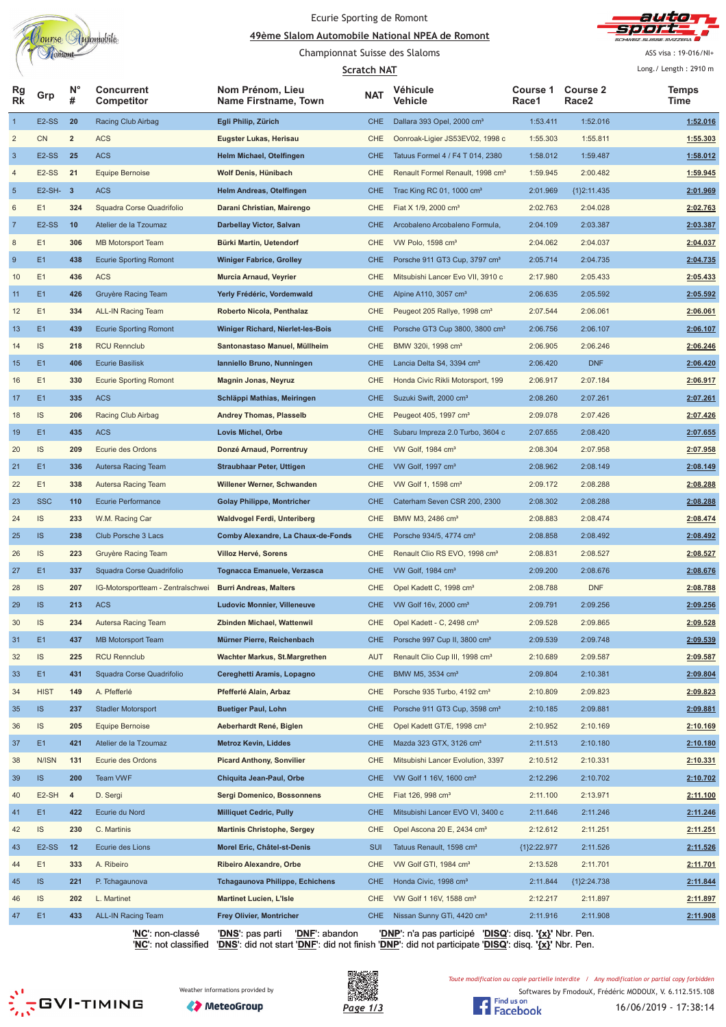Ecurie Sporting de Romont

## 49ème Slalom Automobile National NPEA de Romont

Championnat Suisse des Slaloms

### Scratch NAT

ASS visa : 19-016/NI+

Long./ Length : 2910 m

| Rg Rk | Grp | N° # | Concurrent Competitor | Nom Prénom, Lieu Name Firstname, Town | NAT | Véhicule Vehicle | Course 1 Race1 | Course 2 Race2 | Temps Time |
|---|---|---|---|---|---|---|---|---|---|
| 1 | E2-SS | 20 | Racing Club Airbag | Egli Philip, Zürich | CHE | Dallara 393 Opel, 2000 cm³ | 1:53.411 | 1:52.016 | 1:52.016 |
| 2 | CN | 2 | ACS | Eugster Lukas, Herisau | CHE | Oonroak-Ligier JS53EV02, 1998 c | 1:55.303 | 1:55.811 | 1:55.303 |
| 3 | E2-SS | 25 | ACS | Helm Michael, Otelfingen | CHE | Tatuus Formel 4 / F4 T 014, 2380 | 1:58.012 | 1:59.487 | 1:58.012 |
| 4 | E2-SS | 21 | Equipe Bernoise | Wolf Denis, Hünibach | CHE | Renault Formel Renault, 1998 cm³ | 1:59.945 | 2:00.482 | 1:59.945 |
| 5 | E2-SH- | 3 | ACS | Helm Andreas, Otelfingen | CHE | Trac King RC 01, 1000 cm³ | 2:01.969 | {1}2:11.435 | 2:01.969 |
| 6 | E1 | 324 | Squadra Corse Quadrifolio | Darani Christian, Mairengo | CHE | Fiat X 1/9, 2000 cm³ | 2:02.763 | 2:04.028 | 2:02.763 |
| 7 | E2-SS | 10 | Atelier de la Tzoumaz | Darbellay Victor, Salvan | CHE | Arcobaleno Arcobaleno Formula, | 2:04.109 | 2:03.387 | 2:03.387 |
| 8 | E1 | 306 | MB Motorsport Team | Bürki Martin, Uetendorf | CHE | VW Polo, 1598 cm³ | 2:04.062 | 2:04.037 | 2:04.037 |
| 9 | E1 | 438 | Ecurie Sporting Romont | Winiger Fabrice, Grolley | CHE | Porsche 911 GT3 Cup, 3797 cm³ | 2:05.714 | 2:04.735 | 2:04.735 |
| 10 | E1 | 436 | ACS | Murcia Arnaud, Veyrier | CHE | Mitsubishi Lancer Evo VII, 3910 c | 2:17.980 | 2:05.433 | 2:05.433 |
| 11 | E1 | 426 | Gruyère Racing Team | Yerly Frédéric, Vordemwald | CHE | Alpine A110, 3057 cm³ | 2:06.635 | 2:05.592 | 2:05.592 |
| 12 | E1 | 334 | ALL-IN Racing Team | Roberto Nicola, Penthalaz | CHE | Peugeot 205 Rallye, 1998 cm³ | 2:07.544 | 2:06.061 | 2:06.061 |
| 13 | E1 | 439 | Ecurie Sporting Romont | Winiger Richard, Nierlet-les-Bois | CHE | Porsche GT3 Cup 3800, 3800 cm³ | 2:06.756 | 2:06.107 | 2:06.107 |
| 14 | IS | 218 | RCU Rennclub | Santonastaso Manuel, Müllheim | CHE | BMW 320i, 1998 cm³ | 2:06.905 | 2:06.246 | 2:06.246 |
| 15 | E1 | 406 | Ecurie Basilisk | Ianniello Bruno, Nunningen | CHE | Lancia Delta S4, 3394 cm³ | 2:06.420 | DNF | 2:06.420 |
| 16 | E1 | 330 | Ecurie Sporting Romont | Magnin Jonas, Neyruz | CHE | Honda Civic Rikli Motorsport, 199 | 2:06.917 | 2:07.184 | 2:06.917 |
| 17 | E1 | 335 | ACS | Schläppi Mathias, Meiringen | CHE | Suzuki Swift, 2000 cm³ | 2:08.260 | 2:07.261 | 2:07.261 |
| 18 | IS | 206 | Racing Club Airbag | Andrey Thomas, Plasselb | CHE | Peugeot 405, 1997 cm³ | 2:09.078 | 2:07.426 | 2:07.426 |
| 19 | E1 | 435 | ACS | Lovis Michel, Orbe | CHE | Subaru Impreza 2.0 Turbo, 3604 c | 2:07.655 | 2:08.420 | 2:07.655 |
| 20 | IS | 209 | Ecurie des Ordons | Donzé Arnaud, Porrentruy | CHE | VW Golf, 1984 cm³ | 2:08.304 | 2:07.958 | 2:07.958 |
| 21 | E1 | 336 | Autersa Racing Team | Straubhaar Peter, Uttigen | CHE | VW Golf, 1997 cm³ | 2:08.962 | 2:08.149 | 2:08.149 |
| 22 | E1 | 338 | Autersa Racing Team | Willener Werner, Schwanden | CHE | VW Golf 1, 1598 cm³ | 2:09.172 | 2:08.288 | 2:08.288 |
| 23 | SSC | 110 | Ecurie Performance | Golay Philippe, Montricher | CHE | Caterham Seven CSR 200, 2300 | 2:08.302 | 2:08.288 | 2:08.288 |
| 24 | IS | 233 | W.M. Racing Car | Waldvogel Ferdi, Unteriberg | CHE | BMW M3, 2486 cm³ | 2:08.883 | 2:08.474 | 2:08.474 |
| 25 | IS | 238 | Club Porsche 3 Lacs | Comby Alexandre, La Chaux-de-Fonds | CHE | Porsche 934/5, 4774 cm³ | 2:08.858 | 2:08.492 | 2:08.492 |
| 26 | IS | 223 | Gruyère Racing Team | Villoz Hervé, Sorens | CHE | Renault Clio RS EVO, 1998 cm³ | 2:08.831 | 2:08.527 | 2:08.527 |
| 27 | E1 | 337 | Squadra Corse Quadrifolio | Tognacca Emanuele, Verzasca | CHE | VW Golf, 1984 cm³ | 2:09.200 | 2:08.676 | 2:08.676 |
| 28 | IS | 207 | IG-Motorsportteam - Zentralschwei | Burri Andreas, Malters | CHE | Opel Kadett C, 1998 cm³ | 2:08.788 | DNF | 2:08.788 |
| 29 | IS | 213 | ACS | Ludovic Monnier, Villeneuve | CHE | VW Golf 16v, 2000 cm³ | 2:09.791 | 2:09.256 | 2:09.256 |
| 30 | IS | 234 | Autersa Racing Team | Zbinden Michael, Wattenwil | CHE | Opel Kadett - C, 2498 cm³ | 2:09.528 | 2:09.865 | 2:09.528 |
| 31 | E1 | 437 | MB Motorsport Team | Mürner Pierre, Reichenbach | CHE | Porsche 997 Cup II, 3800 cm³ | 2:09.539 | 2:09.748 | 2:09.539 |
| 32 | IS | 225 | RCU Rennclub | Wachter Markus, St.Margrethen | AUT | Renault Clio Cup III, 1998 cm³ | 2:10.689 | 2:09.587 | 2:09.587 |
| 33 | E1 | 431 | Squadra Corse Quadrifolio | Cereghetti Aramis, Lopagno | CHE | BMW M5, 3534 cm³ | 2:09.804 | 2:10.381 | 2:09.804 |
| 34 | HIST | 149 | A. Pfefferlé | Pfefferlé Alain, Arbaz | CHE | Porsche 935 Turbo, 4192 cm³ | 2:10.809 | 2:09.823 | 2:09.823 |
| 35 | IS | 237 | Stadler Motorsport | Buetiger Paul, Lohn | CHE | Porsche 911 GT3 Cup, 3598 cm³ | 2:10.185 | 2:09.881 | 2:09.881 |
| 36 | IS | 205 | Equipe Bernoise | Aeberhardt René, Biglen | CHE | Opel Kadett GT/E, 1998 cm³ | 2:10.952 | 2:10.169 | 2:10.169 |
| 37 | E1 | 421 | Atelier de la Tzoumaz | Metroz Kevin, Liddes | CHE | Mazda 323 GTX, 3126 cm³ | 2:11.513 | 2:10.180 | 2:10.180 |
| 38 | N/ISN | 131 | Ecurie des Ordons | Picard Anthony, Sonvilier | CHE | Mitsubishi Lancer Evolution, 3397 | 2:10.512 | 2:10.331 | 2:10.331 |
| 39 | IS | 200 | Team VWF | Chiquita Jean-Paul, Orbe | CHE | VW Golf 1 16V, 1600 cm³ | 2:12.296 | 2:10.702 | 2:10.702 |
| 40 | E2-SH | 4 | D. Sergi | Sergi Domenico, Bossonnens | CHE | Fiat 126, 998 cm³ | 2:11.100 | 2:13.971 | 2:11.100 |
| 41 | E1 | 422 | Ecurie du Nord | Milliquet Cedric, Pully | CHE | Mitsubishi Lancer EVO VI, 3400 c | 2:11.646 | 2:11.246 | 2:11.246 |
| 42 | IS | 230 | C. Martinis | Martinis Christophe, Sergey | CHE | Opel Ascona 20 E, 2434 cm³ | 2:12.612 | 2:11.251 | 2:11.251 |
| 43 | E2-SS | 12 | Ecurie des Lions | Morel Eric, Châtel-st-Denis | SUI | Tatuus Renault, 1598 cm³ | {1}2:22.977 | 2:11.526 | 2:11.526 |
| 44 | E1 | 333 | A. Ribeiro | Ribeiro Alexandre, Orbe | CHE | VW Golf GTI, 1984 cm³ | 2:13.528 | 2:11.701 | 2:11.701 |
| 45 | IS | 221 | P. Tchagaunova | Tchagaunova Philippe, Echichens | CHE | Honda Civic, 1998 cm³ | 2:11.844 | {1}2:24.738 | 2:11.844 |
| 46 | IS | 202 | L. Martinet | Martinet Lucien, L'Isle | CHE | VW Golf 1 16V, 1588 cm³ | 2:12.217 | 2:11.897 | 2:11.897 |
| 47 | E1 | 433 | ALL-IN Racing Team | Frey Olivier, Montricher | CHE | Nissan Sunny GTi, 4420 cm³ | 2:11.916 | 2:11.908 | 2:11.908 |

'NC': non-classé 'DNS': pas parti 'DNF': abandon 'DNP': n'a pas participé 'DISQ': disq. '{x}' Nbr. Pen.
'NC': not classified 'DNS': did not start 'DNF': did not finish 'DNP': did not participate 'DISQ': disq. '{x}' Nbr. Pen.

Weather informations provided by MeteoGroup

Toute modification ou copie partielle interdite / Any modification or partial copy forbidden

Softwares by FmodouX, Frédéric MODOUX, V. 6.112.515.108

16/06/2019 - 17:38:14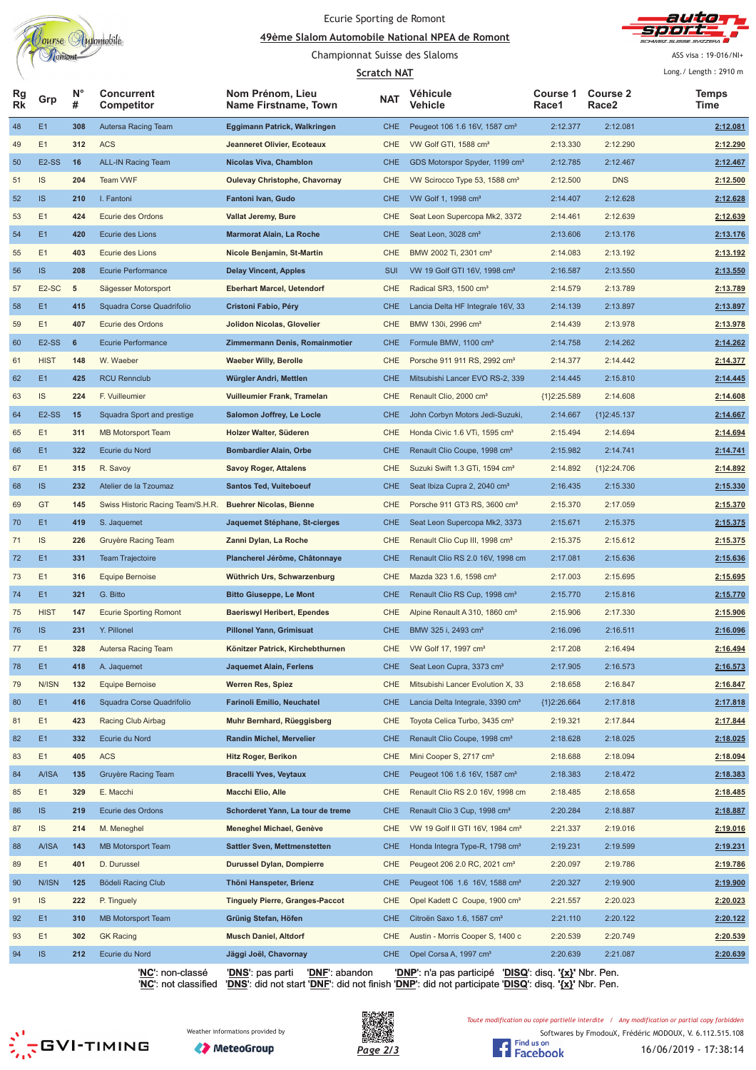Ecurie Sporting de Romont

## 49ème Slalom Automobile National NPEA de Romont

Championnat Suisse des Slaloms

**Scratch NAT**

ASS visa : 19-016/NI+

Long./ Length : 2910 m

| Rg Rk | Grp | N° # | Concurrent Competitor | Nom Prénom, Lieu Name Firstname, Town | NAT | Véhicule Vehicle | Course 1 Race1 | Course 2 Race2 | Temps Time |
|---|---|---|---|---|---|---|---|---|---|
| 48 | E1 | 308 | Autersa Racing Team | Eggimann Patrick, Walkringen | CHE | Peugeot 106 1.6 16V, 1587 cm³ | 2:12.377 | 2:12.081 | 2:12.081 |
| 49 | E1 | 312 | ACS | Jeanneret Olivier, Ecoteaux | CHE | VW Golf GTI, 1588 cm³ | 2:13.330 | 2:12.290 | 2:12.290 |
| 50 | E2-SS | 16 | ALL-IN Racing Team | Nicolas Viva, Chamblon | CHE | GDS Motorspor Spyder, 1199 cm³ | 2:12.785 | 2:12.467 | 2:12.467 |
| 51 | IS | 204 | Team VWF | Oulevay Christophe, Chavornay | CHE | VW Scirocco Type 53, 1588 cm³ | 2:12.500 | DNS | 2:12.500 |
| 52 | IS | 210 | I. Fantoni | Fantoni Ivan, Gudo | CHE | VW Golf 1, 1998 cm³ | 2:14.407 | 2:12.628 | 2:12.628 |
| 53 | E1 | 424 | Ecurie des Ordons | Vallat Jeremy, Bure | CHE | Seat Leon Supercopa Mk2, 3372 | 2:14.461 | 2:12.639 | 2:12.639 |
| 54 | E1 | 420 | Ecurie des Lions | Marmorat Alain, La Roche | CHE | Seat Leon, 3028 cm³ | 2:13.606 | 2:13.176 | 2:13.176 |
| 55 | E1 | 403 | Ecurie des Lions | Nicole Benjamin, St-Martin | CHE | BMW 2002 Ti, 2301 cm³ | 2:14.083 | 2:13.192 | 2:13.192 |
| 56 | IS | 208 | Ecurie Performance | Delay Vincent, Apples | SUI | VW 19 Golf GTI 16V, 1998 cm³ | 2:16.587 | 2:13.550 | 2:13.550 |
| 57 | E2-SC | 5 | Sägesser Motorsport | Eberhart Marcel, Uetendorf | CHE | Radical SR3, 1500 cm³ | 2:14.579 | 2:13.789 | 2:13.789 |
| 58 | E1 | 415 | Squadra Corse Quadrifolio | Cristoni Fabio, Péry | CHE | Lancia Delta HF Integrale 16V, 33 | 2:14.139 | 2:13.897 | 2:13.897 |
| 59 | E1 | 407 | Ecurie des Ordons | Jolidon Nicolas, Glovelier | CHE | BMW 130i, 2996 cm³ | 2:14.439 | 2:13.978 | 2:13.978 |
| 60 | E2-SS | 6 | Ecurie Performance | Zimmermann Denis, Romainmotier | CHE | Formule BMW, 1100 cm³ | 2:14.758 | 2:14.262 | 2:14.262 |
| 61 | HIST | 148 | W. Waeber | Waeber Willy, Berolle | CHE | Porsche 911 911 RS, 2992 cm³ | 2:14.377 | 2:14.442 | 2:14.377 |
| 62 | E1 | 425 | RCU Rennclub | Würgler Andri, Mettlen | CHE | Mitsubishi Lancer EVO RS-2, 339 | 2:14.445 | 2:15.810 | 2:14.445 |
| 63 | IS | 224 | F. Vuilleumier | Vuilleumier Frank, Tramelan | CHE | Renault Clio, 2000 cm³ | {1}2:25.589 | 2:14.608 | 2:14.608 |
| 64 | E2-SS | 15 | Squadra Sport and prestige | Salomon Joffrey, Le Locle | CHE | John Corbyn Motors Jedi-Suzuki, | 2:14.667 | {1}2:45.137 | 2:14.667 |
| 65 | E1 | 311 | MB Motorsport Team | Holzer Walter, Süderen | CHE | Honda Civic 1.6 VTi, 1595 cm³ | 2:15.494 | 2:14.694 | 2:14.694 |
| 66 | E1 | 322 | Ecurie du Nord | Bombardier Alain, Orbe | CHE | Renault Clio Coupe, 1998 cm³ | 2:15.982 | 2:14.741 | 2:14.741 |
| 67 | E1 | 315 | R. Savoy | Savoy Roger, Attalens | CHE | Suzuki Swift 1.3 GTi, 1594 cm³ | 2:14.892 | {1}2:24.706 | 2:14.892 |
| 68 | IS | 232 | Atelier de la Tzoumaz | Santos Ted, Vuiteboeuf | CHE | Seat Ibiza Cupra 2, 2040 cm³ | 2:16.435 | 2:15.330 | 2:15.330 |
| 69 | GT | 145 | Swiss Historic Racing Team/S.H.R. | Buehrer Nicolas, Bienne | CHE | Porsche 911 GT3 RS, 3600 cm³ | 2:15.370 | 2:17.059 | 2:15.370 |
| 70 | E1 | 419 | S. Jaquemet | Jaquemet Stéphane, St-cierges | CHE | Seat Leon Supercopa Mk2, 3373 | 2:15.671 | 2:15.375 | 2:15.375 |
| 71 | IS | 226 | Gruyère Racing Team | Zanni Dylan, La Roche | CHE | Renault Clio Cup III, 1998 cm³ | 2:15.375 | 2:15.612 | 2:15.375 |
| 72 | E1 | 331 | Team Trajectoire | Plancherel Jérôme, Châtonnaye | CHE | Renault Clio RS 2.0 16V, 1998 cm | 2:17.081 | 2:15.636 | 2:15.636 |
| 73 | E1 | 316 | Equipe Bernoise | Wüthrich Urs, Schwarzenburg | CHE | Mazda 323 1.6, 1598 cm³ | 2:17.003 | 2:15.695 | 2:15.695 |
| 74 | E1 | 321 | G. Bitto | Bitto Giuseppe, Le Mont | CHE | Renault Clio RS Cup, 1998 cm³ | 2:15.770 | 2:15.816 | 2:15.770 |
| 75 | HIST | 147 | Ecurie Sporting Romont | Baeriswyl Heribert, Ependes | CHE | Alpine Renault A 310, 1860 cm³ | 2:15.906 | 2:17.330 | 2:15.906 |
| 76 | IS | 231 | Y. Pillonel | Pillonel Yann, Grimisuat | CHE | BMW 325 i, 2493 cm³ | 2:16.096 | 2:16.511 | 2:16.096 |
| 77 | E1 | 328 | Autersa Racing Team | Könitzer Patrick, Kirchebthurnen | CHE | VW Golf 17, 1997 cm³ | 2:17.208 | 2:16.494 | 2:16.494 |
| 78 | E1 | 418 | A. Jaquemet | Jaquemet Alain, Ferlens | CHE | Seat Leon Cupra, 3373 cm³ | 2:17.905 | 2:16.573 | 2:16.573 |
| 79 | N/ISN | 132 | Equipe Bernoise | Werren Res, Spiez | CHE | Mitsubishi Lancer Evolution X, 33 | 2:18.658 | 2:16.847 | 2:16.847 |
| 80 | E1 | 416 | Squadra Corse Quadrifolio | Farinoli Emilio, Neuchatel | CHE | Lancia Delta Integrale, 3390 cm³ | {1}2:26.664 | 2:17.818 | 2:17.818 |
| 81 | E1 | 423 | Racing Club Airbag | Muhr Bernhard, Rüeggisberg | CHE | Toyota Celica Turbo, 3435 cm³ | 2:19.321 | 2:17.844 | 2:17.844 |
| 82 | E1 | 332 | Ecurie du Nord | Randin Michel, Mervelier | CHE | Renault Clio Coupe, 1998 cm³ | 2:18.628 | 2:18.025 | 2:18.025 |
| 83 | E1 | 405 | ACS | Hitz Roger, Berikon | CHE | Mini Cooper S, 2717 cm³ | 2:18.688 | 2:18.094 | 2:18.094 |
| 84 | A/ISA | 135 | Gruyère Racing Team | Bracelli Yves, Veytaux | CHE | Peugeot 106 1.6 16V, 1587 cm³ | 2:18.383 | 2:18.472 | 2:18.383 |
| 85 | E1 | 329 | E. Macchi | Macchi Elio, Alle | CHE | Renault Clio RS 2.0 16V, 1998 cm | 2:18.485 | 2:18.658 | 2:18.485 |
| 86 | IS | 219 | Ecurie des Ordons | Schorderet Yann, La tour de treme | CHE | Renault Clio 3 Cup, 1998 cm³ | 2:20.284 | 2:18.887 | 2:18.887 |
| 87 | IS | 214 | M. Meneghel | Meneghel Michael, Genève | CHE | VW 19 Golf II GTI 16V, 1984 cm³ | 2:21.337 | 2:19.016 | 2:19.016 |
| 88 | A/ISA | 143 | MB Motorsport Team | Sattler Sven, Mettmenstetten | CHE | Honda Integra Type-R, 1798 cm³ | 2:19.231 | 2:19.599 | 2:19.231 |
| 89 | E1 | 401 | D. Durussel | Durussel Dylan, Dompierre | CHE | Peugeot 206 2.0 RC, 2021 cm³ | 2:20.097 | 2:19.786 | 2:19.786 |
| 90 | N/ISN | 125 | Bödeli Racing Club | Thöni Hanspeter, Brienz | CHE | Peugeot 106 1.6 16V, 1588 cm³ | 2:20.327 | 2:19.900 | 2:19.900 |
| 91 | IS | 222 | P. Tinguely | Tinguely Pierre, Granges-Paccot | CHE | Opel Kadett C Coupe, 1900 cm³ | 2:21.557 | 2:20.023 | 2:20.023 |
| 92 | E1 | 310 | MB Motorsport Team | Grünig Stefan, Höfen | CHE | Citroën Saxo 1.6, 1587 cm³ | 2:21.110 | 2:20.122 | 2:20.122 |
| 93 | E1 | 302 | GK Racing | Musch Daniel, Altdorf | CHE | Austin - Morris Cooper S, 1400 c | 2:20.539 | 2:20.749 | 2:20.539 |
| 94 | IS | 212 | Ecurie du Nord | Jäggi Joël, Chavornay | CHE | Opel Corsa A, 1997 cm³ | 2:20.639 | 2:21.087 | 2:20.639 |

'NC': non-classé 'DNS': pas parti 'DNF': abandon 'DNP': n'a pas participé 'DISQ': disq. '{x}' Nbr. Pen.
'NC': not classified 'DNS': did not start 'DNF': did not finish 'DNP': did not participate 'DISQ': disq. '{x}' Nbr. Pen.

Weather informations provided by MeteoGroup

Toute modification ou copie partielle interdite / Any modification or partial copy forbidden

Softwares by FmodouX, Frédéric MODOUX, V. 6.112.515.108

16/06/2019 - 17:38:14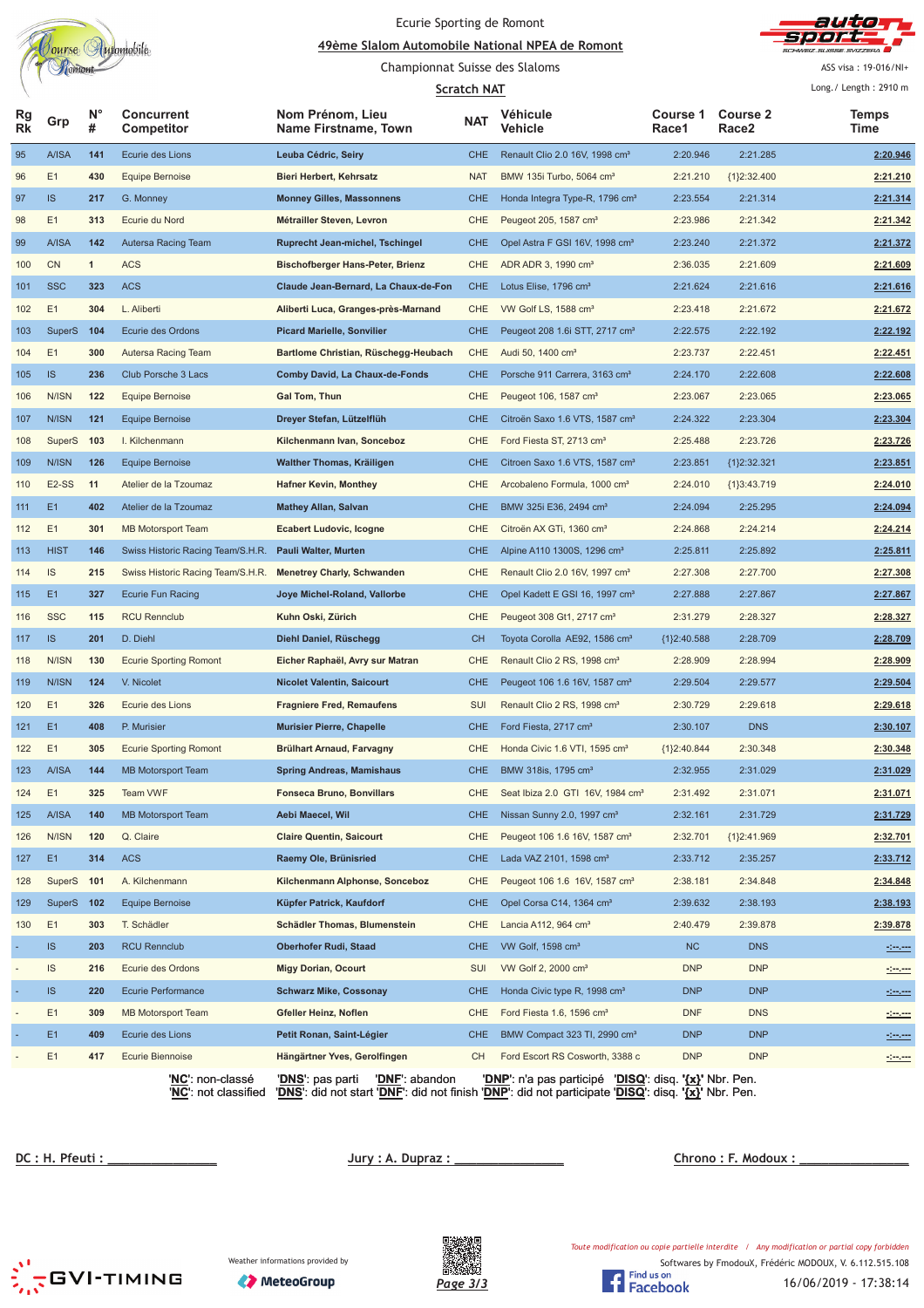Ecurie Sporting de Romont

**49ème Slalom Automobile National NPEA de Romont**

Championnat Suisse des Slaloms

**Scratch NAT**

ASS visa : 19-016/NI+

Long./ Length : 2910 m

| Rg Rk | Grp | N° # | Concurrent Competitor | Nom Prénom, Lieu Name Firstname, Town | NAT | Véhicule Vehicle | Course 1 Race1 | Course 2 Race2 | Temps Time |
|---|---|---|---|---|---|---|---|---|---|
| 95 | A/ISA | 141 | Ecurie des Lions | **Leuba Cédric, Seiry** | CHE | Renault Clio 2.0 16V, 1998 cm³ | 2:20.946 | 2:21.285 | **2:20.946** |
| 96 | E1 | 430 | Equipe Bernoise | **Bieri Herbert, Kehrsatz** | NAT | BMW 135i Turbo, 5064 cm³ | 2:21.210 | {1}2:32.400 | **2:21.210** |
| 97 | IS | 217 | G. Monney | **Monney Gilles, Massonnens** | CHE | Honda Integra Type-R, 1796 cm³ | 2:23.554 | 2:21.314 | **2:21.314** |
| 98 | E1 | 313 | Ecurie du Nord | **Métrailler Steven, Levron** | CHE | Peugeot 205, 1587 cm³ | 2:23.986 | 2:21.342 | **2:21.342** |
| 99 | A/ISA | 142 | Autersa Racing Team | **Ruprecht Jean-michel, Tschingel** | CHE | Opel Astra F GSI 16V, 1998 cm³ | 2:23.240 | 2:21.372 | **2:21.372** |
| 100 | CN | 1 | ACS | **Bischofberger Hans-Peter, Brienz** | CHE | ADR ADR 3, 1990 cm³ | 2:36.035 | 2:21.609 | **2:21.609** |
| 101 | SSC | 323 | ACS | **Claude Jean-Bernard, La Chaux-de-Fon** | CHE | Lotus Elise, 1796 cm³ | 2:21.624 | 2:21.616 | **2:21.616** |
| 102 | E1 | 304 | L. Aliberti | **Aliberti Luca, Granges-près-Marnand** | CHE | VW Golf LS, 1588 cm³ | 2:23.418 | 2:21.672 | **2:21.672** |
| 103 | SuperS | 104 | Ecurie des Ordons | **Picard Marielle, Sonvilier** | CHE | Peugeot 208 1.6i STT, 2717 cm³ | 2:22.575 | 2:22.192 | **2:22.192** |
| 104 | E1 | 300 | Autersa Racing Team | **Bartlome Christian, Rüschegg-Heubach** | CHE | Audi 50, 1400 cm³ | 2:23.737 | 2:22.451 | **2:22.451** |
| 105 | IS | 236 | Club Porsche 3 Lacs | **Comby David, La Chaux-de-Fonds** | CHE | Porsche 911 Carrera, 3163 cm³ | 2:24.170 | 2:22.608 | **2:22.608** |
| 106 | N/ISN | 122 | Equipe Bernoise | **Gal Tom, Thun** | CHE | Peugeot 106, 1587 cm³ | 2:23.067 | 2:23.065 | **2:23.065** |
| 107 | N/ISN | 121 | Equipe Bernoise | **Dreyer Stefan, Lützelflüh** | CHE | Citroën Saxo 1.6 VTS, 1587 cm³ | 2:24.322 | 2:23.304 | **2:23.304** |
| 108 | SuperS | 103 | I. Kilchenmann | **Kilchenmann Ivan, Sonceboz** | CHE | Ford Fiesta ST, 2713 cm³ | 2:25.488 | 2:23.726 | **2:23.726** |
| 109 | N/ISN | 126 | Equipe Bernoise | **Walther Thomas, Kräiligen** | CHE | Citroen Saxo 1.6 VTS, 1587 cm³ | 2:23.851 | {1}2:32.321 | **2:23.851** |
| 110 | E2-SS | 11 | Atelier de la Tzoumaz | **Hafner Kevin, Monthey** | CHE | Arcobaleno Formula, 1000 cm³ | 2:24.010 | {1}3:43.719 | **2:24.010** |
| 111 | E1 | 402 | Atelier de la Tzoumaz | **Mathey Allan, Salvan** | CHE | BMW 325i E36, 2494 cm³ | 2:24.094 | 2:25.295 | **2:24.094** |
| 112 | E1 | 301 | MB Motorsport Team | **Ecabert Ludovic, Icogne** | CHE | Citroën AX GTi, 1360 cm³ | 2:24.868 | 2:24.214 | **2:24.214** |
| 113 | HIST | 146 | Swiss Historic Racing Team/S.H.R. | **Pauli Walter, Murten** | CHE | Alpine A110 1300S, 1296 cm³ | 2:25.811 | 2:25.892 | **2:25.811** |
| 114 | IS | 215 | Swiss Historic Racing Team/S.H.R. | **Menetrey Charly, Schwanden** | CHE | Renault Clio 2.0 16V, 1997 cm³ | 2:27.308 | 2:27.700 | **2:27.308** |
| 115 | E1 | 327 | Ecurie Fun Racing | **Joye Michel-Roland, Vallorbe** | CHE | Opel Kadett E GSI 16, 1997 cm³ | 2:27.888 | 2:27.867 | **2:27.867** |
| 116 | SSC | 115 | RCU Rennclub | **Kuhn Oski, Zürich** | CHE | Peugeot 308 Gt1, 2717 cm³ | 2:31.279 | 2:28.327 | **2:28.327** |
| 117 | IS | 201 | D. Diehl | **Diehl Daniel, Rüschegg** | CH | Toyota Corolla AE92, 1586 cm³ | {1}2:40.588 | 2:28.709 | **2:28.709** |
| 118 | N/ISN | 130 | Ecurie Sporting Romont | **Eicher Raphaël, Avry sur Matran** | CHE | Renault Clio 2 RS, 1998 cm³ | 2:28.909 | 2:28.994 | **2:28.909** |
| 119 | N/ISN | 124 | V. Nicolet | **Nicolet Valentin, Saicourt** | CHE | Peugeot 106 1.6 16V, 1587 cm³ | 2:29.504 | 2:29.577 | **2:29.504** |
| 120 | E1 | 326 | Ecurie des Lions | **Fragniere Fred, Remaufens** | SUI | Renault Clio 2 RS, 1998 cm³ | 2:30.729 | 2:29.618 | **2:29.618** |
| 121 | E1 | 408 | P. Murisier | **Murisier Pierre, Chapelle** | CHE | Ford Fiesta, 2717 cm³ | 2:30.107 | DNS | **2:30.107** |
| 122 | E1 | 305 | Ecurie Sporting Romont | **Brülhart Arnaud, Farvagny** | CHE | Honda Civic 1.6 VTI, 1595 cm³ | {1}2:40.844 | 2:30.348 | **2:30.348** |
| 123 | A/ISA | 144 | MB Motorsport Team | **Spring Andreas, Mamishaus** | CHE | BMW 318is, 1795 cm³ | 2:32.955 | 2:31.029 | **2:31.029** |
| 124 | E1 | 325 | Team VWF | **Fonseca Bruno, Bonvillars** | CHE | Seat Ibiza 2.0 GTI 16V, 1984 cm³ | 2:31.492 | 2:31.071 | **2:31.071** |
| 125 | A/ISA | 140 | MB Motorsport Team | **Aebi Maecel, Wil** | CHE | Nissan Sunny 2.0, 1997 cm³ | 2:32.161 | 2:31.729 | **2:31.729** |
| 126 | N/ISN | 120 | Q. Claire | **Claire Quentin, Saicourt** | CHE | Peugeot 106 1.6 16V, 1587 cm³ | 2:32.701 | {1}2:41.969 | **2:32.701** |
| 127 | E1 | 314 | ACS | **Raemy Ole, Brünisried** | CHE | Lada VAZ 2101, 1598 cm³ | 2:33.712 | 2:35.257 | **2:33.712** |
| 128 | SuperS | 101 | A. Kilchenmann | **Kilchenmann Alphonse, Sonceboz** | CHE | Peugeot 106 1.6 16V, 1587 cm³ | 2:38.181 | 2:34.848 | **2:34.848** |
| 129 | SuperS | 102 | Equipe Bernoise | **Küpfer Patrick, Kaufdorf** | CHE | Opel Corsa C14, 1364 cm³ | 2:39.632 | 2:38.193 | **2:38.193** |
| 130 | E1 | 303 | T. Schädler | **Schädler Thomas, Blumenstein** | CHE | Lancia A112, 964 cm³ | 2:40.479 | 2:39.878 | **2:39.878** |
| - | IS | 203 | RCU Rennclub | **Oberhofer Rudi, Staad** | CHE | VW Golf, 1598 cm³ | NC | DNS | -:--.--- |
| - | IS | 216 | Ecurie des Ordons | **Migy Dorian, Ocourt** | SUI | VW Golf 2, 2000 cm³ | DNP | DNP | -:--.--- |
| - | IS | 220 | Ecurie Performance | **Schwarz Mike, Cossonay** | CHE | Honda Civic type R, 1998 cm³ | DNP | DNP | -:--.--- |
| - | E1 | 309 | MB Motorsport Team | **Gfeller Heinz, Noflen** | CHE | Ford Fiesta 1.6, 1596 cm³ | DNF | DNS | -:--.--- |
| - | E1 | 409 | Ecurie des Lions | **Petit Ronan, Saint-Légier** | CHE | BMW Compact 323 TI, 2990 cm³ | DNP | DNP | -:--.--- |
| - | E1 | 417 | Ecurie Biennoise | **Hängärtner Yves, Gerolfingen** | CH | Ford Escort RS Cosworth, 3388 c | DNP | DNP | -:--.--- |

'**NC**': non-classé '**DNS**': pas parti '**DNF**': abandon '**DNP**': n'a pas participé '**DISQ**': disq. '**{x}**' Nbr. Pen.
'**NC**': not classified '**DNS**': did not start '**DNF**': did not finish '**DNP**': did not participate '**DISQ**': disq. '**{x}**' Nbr. Pen.

DC : H. Pfeuti : _______________ Jury : A. Dupraz : _______________ Chrono : F. Modoux : _______________

Weather informations provided by MeteoGroup

*Toute modification ou copie partielle interdite / Any modification or partial copy forbidden*

Softwares by FmodouX, Frédéric MODOUX, V. 6.112.515.108

16/06/2019 - 17:38:14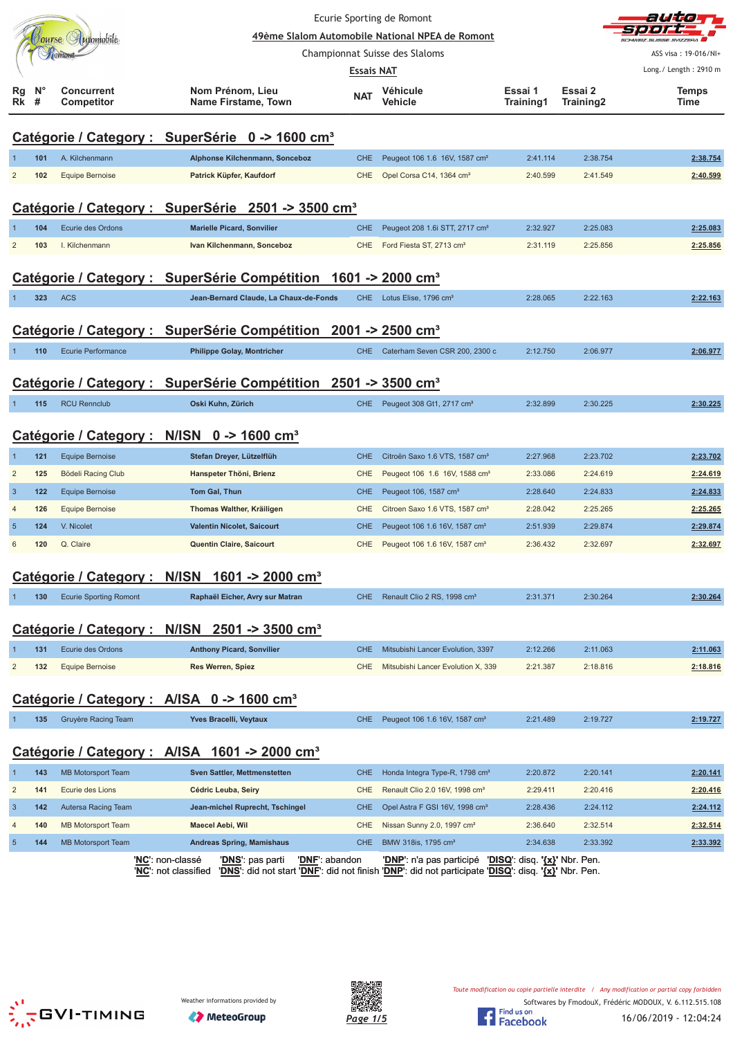Ecurie Sporting de Romont

49ème Slalom Automobile National NPEA de Romont

Championnat Suisse des Slaloms

Essais NAT

ASS visa : 19-016/NI+

Long./ Length : 2910 m

## Catégorie / Category : SuperSérie 0 -> 1600 cm³

| Rg Rk | N° # | Concurrent Competitor | Nom Prénom, Lieu Name Firstame, Town | NAT | Véhicule Vehicle | Essai 1 Training1 | Essai 2 Training2 | Temps Time |
|---|---|---|---|---|---|---|---|---|
| 1 | 101 | A. Kilchenmann | Alphonse Kilchenmann, Sonceboz | CHE | Peugeot 106 1.6 16V, 1587 cm³ | 2:41.114 | 2:38.754 | 2:38.754 |
| 2 | 102 | Equipe Bernoise | Patrick Küpfer, Kaufdorf | CHE | Opel Corsa C14, 1364 cm³ | 2:40.599 | 2:41.549 | 2:40.599 |

## Catégorie / Category : SuperSérie 2501 -> 3500 cm³

| Rg Rk | N° # | Concurrent Competitor | Nom Prénom, Lieu Name Firstame, Town | NAT | Véhicule Vehicle | Essai 1 Training1 | Essai 2 Training2 | Temps Time |
|---|---|---|---|---|---|---|---|---|
| 1 | 104 | Ecurie des Ordons | Marielle Picard, Sonvilier | CHE | Peugeot 208 1.6i STT, 2717 cm³ | 2:32.927 | 2:25.083 | 2:25.083 |
| 2 | 103 | I. Kilchenmann | Ivan Kilchenmann, Sonceboz | CHE | Ford Fiesta ST, 2713 cm³ | 2:31.119 | 2:25.856 | 2:25.856 |

## Catégorie / Category : SuperSérie Compétition 1601 -> 2000 cm³

| Rg Rk | N° # | Concurrent Competitor | Nom Prénom, Lieu Name Firstame, Town | NAT | Véhicule Vehicle | Essai 1 Training1 | Essai 2 Training2 | Temps Time |
|---|---|---|---|---|---|---|---|---|
| 1 | 323 | ACS | Jean-Bernard Claude, La Chaux-de-Fonds | CHE | Lotus Elise, 1796 cm³ | 2:28.065 | 2:22.163 | 2:22.163 |

## Catégorie / Category : SuperSérie Compétition 2001 -> 2500 cm³

| Rg Rk | N° # | Concurrent Competitor | Nom Prénom, Lieu Name Firstame, Town | NAT | Véhicule Vehicle | Essai 1 Training1 | Essai 2 Training2 | Temps Time |
|---|---|---|---|---|---|---|---|---|
| 1 | 110 | Ecurie Performance | Philippe Golay, Montricher | CHE | Caterham Seven CSR 200, 2300 c | 2:12.750 | 2:06.977 | 2:06.977 |

## Catégorie / Category : SuperSérie Compétition 2501 -> 3500 cm³

| Rg Rk | N° # | Concurrent Competitor | Nom Prénom, Lieu Name Firstame, Town | NAT | Véhicule Vehicle | Essai 1 Training1 | Essai 2 Training2 | Temps Time |
|---|---|---|---|---|---|---|---|---|
| 1 | 115 | RCU Rennclub | Oski Kuhn, Zürich | CHE | Peugeot 308 Gt1, 2717 cm³ | 2:32.899 | 2:30.225 | 2:30.225 |

## Catégorie / Category : N/ISN 0 -> 1600 cm³

| Rg Rk | N° # | Concurrent Competitor | Nom Prénom, Lieu Name Firstame, Town | NAT | Véhicule Vehicle | Essai 1 Training1 | Essai 2 Training2 | Temps Time |
|---|---|---|---|---|---|---|---|---|
| 1 | 121 | Equipe Bernoise | Stefan Dreyer, Lützelflüh | CHE | Citroën Saxo 1.6 VTS, 1587 cm³ | 2:27.968 | 2:23.702 | 2:23.702 |
| 2 | 125 | Bödeli Racing Club | Hanspeter Thöni, Brienz | CHE | Peugeot 106 1.6 16V, 1588 cm³ | 2:33.086 | 2:24.619 | 2:24.619 |
| 3 | 122 | Equipe Bernoise | Tom Gal, Thun | CHE | Peugeot 106, 1587 cm³ | 2:28.640 | 2:24.833 | 2:24.833 |
| 4 | 126 | Equipe Bernoise | Thomas Walther, Kräiligen | CHE | Citroen Saxo 1.6 VTS, 1587 cm³ | 2:28.042 | 2:25.265 | 2:25.265 |
| 5 | 124 | V. Nicolet | Valentin Nicolet, Saicourt | CHE | Peugeot 106 1.6 16V, 1587 cm³ | 2:51.939 | 2:29.874 | 2:29.874 |
| 6 | 120 | Q. Claire | Quentin Claire, Saicourt | CHE | Peugeot 106 1.6 16V, 1587 cm³ | 2:36.432 | 2:32.697 | 2:32.697 |

## Catégorie / Category : N/ISN 1601 -> 2000 cm³

| Rg Rk | N° # | Concurrent Competitor | Nom Prénom, Lieu Name Firstame, Town | NAT | Véhicule Vehicle | Essai 1 Training1 | Essai 2 Training2 | Temps Time |
|---|---|---|---|---|---|---|---|---|
| 1 | 130 | Ecurie Sporting Romont | Raphaël Eicher, Avry sur Matran | CHE | Renault Clio 2 RS, 1998 cm³ | 2:31.371 | 2:30.264 | 2:30.264 |

## Catégorie / Category : N/ISN 2501 -> 3500 cm³

| Rg Rk | N° # | Concurrent Competitor | Nom Prénom, Lieu Name Firstame, Town | NAT | Véhicule Vehicle | Essai 1 Training1 | Essai 2 Training2 | Temps Time |
|---|---|---|---|---|---|---|---|---|
| 1 | 131 | Ecurie des Ordons | Anthony Picard, Sonvilier | CHE | Mitsubishi Lancer Evolution, 3397 | 2:12.266 | 2:11.063 | 2:11.063 |
| 2 | 132 | Equipe Bernoise | Res Werren, Spiez | CHE | Mitsubishi Lancer Evolution X, 339 | 2:21.387 | 2:18.816 | 2:18.816 |

## Catégorie / Category : A/ISA 0 -> 1600 cm³

| Rg Rk | N° # | Concurrent Competitor | Nom Prénom, Lieu Name Firstame, Town | NAT | Véhicule Vehicle | Essai 1 Training1 | Essai 2 Training2 | Temps Time |
|---|---|---|---|---|---|---|---|---|
| 1 | 135 | Gruyère Racing Team | Yves Bracelli, Veytaux | CHE | Peugeot 106 1.6 16V, 1587 cm³ | 2:21.489 | 2:19.727 | 2:19.727 |

## Catégorie / Category : A/ISA 1601 -> 2000 cm³

| Rg Rk | N° # | Concurrent Competitor | Nom Prénom, Lieu Name Firstame, Town | NAT | Véhicule Vehicle | Essai 1 Training1 | Essai 2 Training2 | Temps Time |
|---|---|---|---|---|---|---|---|---|
| 1 | 143 | MB Motorsport Team | Sven Sattler, Mettmenstetten | CHE | Honda Integra Type-R, 1798 cm³ | 2:20.872 | 2:20.141 | 2:20.141 |
| 2 | 141 | Ecurie des Lions | Cédric Leuba, Seiry | CHE | Renault Clio 2.0 16V, 1998 cm³ | 2:29.411 | 2:20.416 | 2:20.416 |
| 3 | 142 | Autersa Racing Team | Jean-michel Ruprecht, Tschingel | CHE | Opel Astra F GSI 16V, 1998 cm³ | 2:28.436 | 2:24.112 | 2:24.112 |
| 4 | 140 | MB Motorsport Team | Maecel Aebi, Wil | CHE | Nissan Sunny 2.0, 1997 cm³ | 2:36.640 | 2:32.514 | 2:32.514 |
| 5 | 144 | MB Motorsport Team | Andreas Spring, Mamishaus | CHE | BMW 318is, 1795 cm³ | 2:34.638 | 2:33.392 | 2:33.392 |

'NC': non-classé 'DNS': pas parti 'DNF': abandon 'DNP': n'a pas participé 'DISQ': disq. '{x}' Nbr. Pen.
'NC': not classified 'DNS': did not start 'DNF': did not finish 'DNP': did not participate 'DISQ': disq. '{x}' Nbr. Pen.

Weather informations provided by MeteoGroup

Toute modification ou copie partielle interdite / Any modification or partial copy forbidden

Softwares by FmodouX, Frédéric MODOUX, V. 6.112.515.108

16/06/2019 - 12:04:24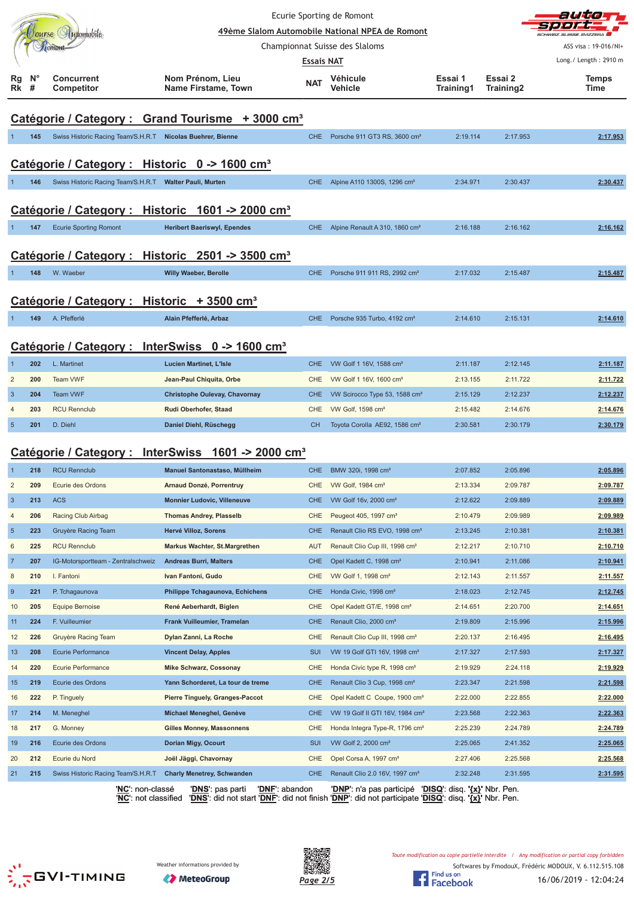Ecurie Sporting de Romont

**49ème Slalom Automobile National NPEA de Romont**

Championnat Suisse des Slaloms

**Essais NAT**

ASS visa : 19-016/NI+

Long./ Length : 2910 m

## Catégorie / Category : Grand Tourisme + 3000 cm³

| Rg Rk | N° # | Concurrent Competitor | Nom Prénom, Lieu Name Firstame, Town | NAT | Véhicule Vehicle | Essai 1 Training1 | Essai 2 Training2 | Temps Time |
|---|---|---|---|---|---|---|---|---|
| 1 | 145 | Swiss Historic Racing Team/S.H.R.T | **Nicolas Buehrer, Bienne** | CHE | Porsche 911 GT3 RS, 3600 cm³ | 2:19.114 | 2:17.953 | 2:17.953 |

## Catégorie / Category : Historic 0 -> 1600 cm³

| Rg Rk | N° # | Concurrent Competitor | Nom Prénom, Lieu Name Firstame, Town | NAT | Véhicule Vehicle | Essai 1 Training1 | Essai 2 Training2 | Temps Time |
|---|---|---|---|---|---|---|---|---|
| 1 | 146 | Swiss Historic Racing Team/S.H.R.T | **Walter Pauli, Murten** | CHE | Alpine A110 1300S, 1296 cm³ | 2:34.971 | 2:30.437 | 2:30.437 |

## Catégorie / Category : Historic 1601 -> 2000 cm³

| Rg Rk | N° # | Concurrent Competitor | Nom Prénom, Lieu Name Firstame, Town | NAT | Véhicule Vehicle | Essai 1 Training1 | Essai 2 Training2 | Temps Time |
|---|---|---|---|---|---|---|---|---|
| 1 | 147 | Ecurie Sporting Romont | **Heribert Baeriswyl, Ependes** | CHE | Alpine Renault A 310, 1860 cm³ | 2:16.188 | 2:16.162 | 2:16.162 |

## Catégorie / Category : Historic 2501 -> 3500 cm³

| Rg Rk | N° # | Concurrent Competitor | Nom Prénom, Lieu Name Firstame, Town | NAT | Véhicule Vehicle | Essai 1 Training1 | Essai 2 Training2 | Temps Time |
|---|---|---|---|---|---|---|---|---|
| 1 | 148 | W. Waeber | **Willy Waeber, Berolle** | CHE | Porsche 911 911 RS, 2992 cm³ | 2:17.032 | 2:15.487 | 2:15.487 |

## Catégorie / Category : Historic + 3500 cm³

| Rg Rk | N° # | Concurrent Competitor | Nom Prénom, Lieu Name Firstame, Town | NAT | Véhicule Vehicle | Essai 1 Training1 | Essai 2 Training2 | Temps Time |
|---|---|---|---|---|---|---|---|---|
| 1 | 149 | A. Pfefferlé | **Alain Pfefferlé, Arbaz** | CHE | Porsche 935 Turbo, 4192 cm³ | 2:14.610 | 2:15.131 | 2:14.610 |

## Catégorie / Category : InterSwiss 0 -> 1600 cm³

| Rg Rk | N° # | Concurrent Competitor | Nom Prénom, Lieu Name Firstame, Town | NAT | Véhicule Vehicle | Essai 1 Training1 | Essai 2 Training2 | Temps Time |
|---|---|---|---|---|---|---|---|---|
| 1 | 202 | L. Martinet | **Lucien Martinet, L'Isle** | CHE | VW Golf 1 16V, 1588 cm³ | 2:11.187 | 2:12.145 | 2:11.187 |
| 2 | 200 | Team VWF | **Jean-Paul Chiquita, Orbe** | CHE | VW Golf 1 16V, 1600 cm³ | 2:13.155 | 2:11.722 | 2:11.722 |
| 3 | 204 | Team VWF | **Christophe Oulevay, Chavornay** | CHE | VW Scirocco Type 53, 1588 cm³ | 2:15.129 | 2:12.237 | 2:12.237 |
| 4 | 203 | RCU Rennclub | **Rudi Oberhofer, Staad** | CHE | VW Golf, 1598 cm³ | 2:15.482 | 2:14.676 | 2:14.676 |
| 5 | 201 | D. Diehl | **Daniel Diehl, Rüschegg** | CH | Toyota Corolla AE92, 1586 cm³ | 2:30.581 | 2:30.179 | 2:30.179 |

## Catégorie / Category : InterSwiss 1601 -> 2000 cm³

| Rg Rk | N° # | Concurrent Competitor | Nom Prénom, Lieu Name Firstame, Town | NAT | Véhicule Vehicle | Essai 1 Training1 | Essai 2 Training2 | Temps Time |
|---|---|---|---|---|---|---|---|---|
| 1 | 218 | RCU Rennclub | **Manuel Santonastaso, Müllheim** | CHE | BMW 320i, 1998 cm³ | 2:07.852 | 2:05.896 | 2:05.896 |
| 2 | 209 | Ecurie des Ordons | **Arnaud Donzé, Porrentruy** | CHE | VW Golf, 1984 cm³ | 2:13.334 | 2:09.787 | 2:09.787 |
| 3 | 213 | ACS | **Monnier Ludovic, Villeneuve** | CHE | VW Golf 16v, 2000 cm³ | 2:12.622 | 2:09.889 | 2:09.889 |
| 4 | 206 | Racing Club Airbag | **Thomas Andrey, Plasselb** | CHE | Peugeot 405, 1997 cm³ | 2:10.479 | 2:09.989 | 2:09.989 |
| 5 | 223 | Gruyère Racing Team | **Hervé Villoz, Sorens** | CHE | Renault Clio RS EVO, 1998 cm³ | 2:13.245 | 2:10.381 | 2:10.381 |
| 6 | 225 | RCU Rennclub | **Markus Wachter, St.Margrethen** | AUT | Renault Clio Cup III, 1998 cm³ | 2:12.217 | 2:10.710 | 2:10.710 |
| 7 | 207 | IG-Motorsportteam - Zentralschweiz | **Andreas Burri, Malters** | CHE | Opel Kadett C, 1998 cm³ | 2:10.941 | 2:11.086 | 2:10.941 |
| 8 | 210 | I. Fantoni | **Ivan Fantoni, Gudo** | CHE | VW Golf 1, 1998 cm³ | 2:12.143 | 2:11.557 | 2:11.557 |
| 9 | 221 | P. Tchagaunova | **Philippe Tchagaunova, Echichens** | CHE | Honda Civic, 1998 cm³ | 2:18.023 | 2:12.745 | 2:12.745 |
| 10 | 205 | Equipe Bernoise | **René Aeberhardt, Biglen** | CHE | Opel Kadett GT/E, 1998 cm³ | 2:14.651 | 2:20.700 | 2:14.651 |
| 11 | 224 | F. Vuilleumier | **Frank Vuilleumier, Tramelan** | CHE | Renault Clio, 2000 cm³ | 2:19.809 | 2:15.996 | 2:15.996 |
| 12 | 226 | Gruyère Racing Team | **Dylan Zanni, La Roche** | CHE | Renault Clio Cup III, 1998 cm³ | 2:20.137 | 2:16.495 | 2:16.495 |
| 13 | 208 | Ecurie Performance | **Vincent Delay, Apples** | SUI | VW 19 Golf GTI 16V, 1998 cm³ | 2:17.327 | 2:17.593 | 2:17.327 |
| 14 | 220 | Ecurie Performance | **Mike Schwarz, Cossonay** | CHE | Honda Civic type R, 1998 cm³ | 2:19.929 | 2:24.118 | 2:19.929 |
| 15 | 219 | Ecurie des Ordons | **Yann Schorderet, La tour de treme** | CHE | Renault Clio 3 Cup, 1998 cm³ | 2:23.347 | 2:21.598 | 2:21.598 |
| 16 | 222 | P. Tinguely | **Pierre Tinguely, Granges-Paccot** | CHE | Opel Kadett C Coupe, 1900 cm³ | 2:22.000 | 2:22.855 | 2:22.000 |
| 17 | 214 | M. Meneghel | **Michael Meneghel, Genève** | CHE | VW 19 Golf II GTI 16V, 1984 cm³ | 2:23.568 | 2:22.363 | 2:22.363 |
| 18 | 217 | G. Monney | **Gilles Monney, Massonnens** | CHE | Honda Integra Type-R, 1796 cm³ | 2:25.239 | 2:24.789 | 2:24.789 |
| 19 | 216 | Ecurie des Ordons | **Dorian Migy, Ocourt** | SUI | VW Golf 2, 2000 cm³ | 2:25.065 | 2:41.352 | 2:25.065 |
| 20 | 212 | Ecurie du Nord | **Joël Jäggi, Chavornay** | CHE | Opel Corsa A, 1997 cm³ | 2:27.406 | 2:25.568 | 2:25.568 |
| 21 | 215 | Swiss Historic Racing Team/S.H.R.T | **Charly Menetrey, Schwanden** | CHE | Renault Clio 2.0 16V, 1997 cm³ | 2:32.248 | 2:31.595 | 2:31.595 |

'**NC**': non-classé '**DNS**': pas parti '**DNF**': abandon '**DNP**': n'a pas participé '**DISQ**': disq. '**{x}**' Nbr. Pen.
'**NC**': not classified '**DNS**': did not start '**DNF**': did not finish '**DNP**': did not participate '**DISQ**': disq. '**{x}**' Nbr. Pen.

Weather informations provided by MeteoGroup

*Toute modification ou copie partielle interdite / Any modification or partial copy forbidden*

Softwares by FmodouX, Frédéric MODOUX, V. 6.112.515.108

16/06/2019 - 12:04:24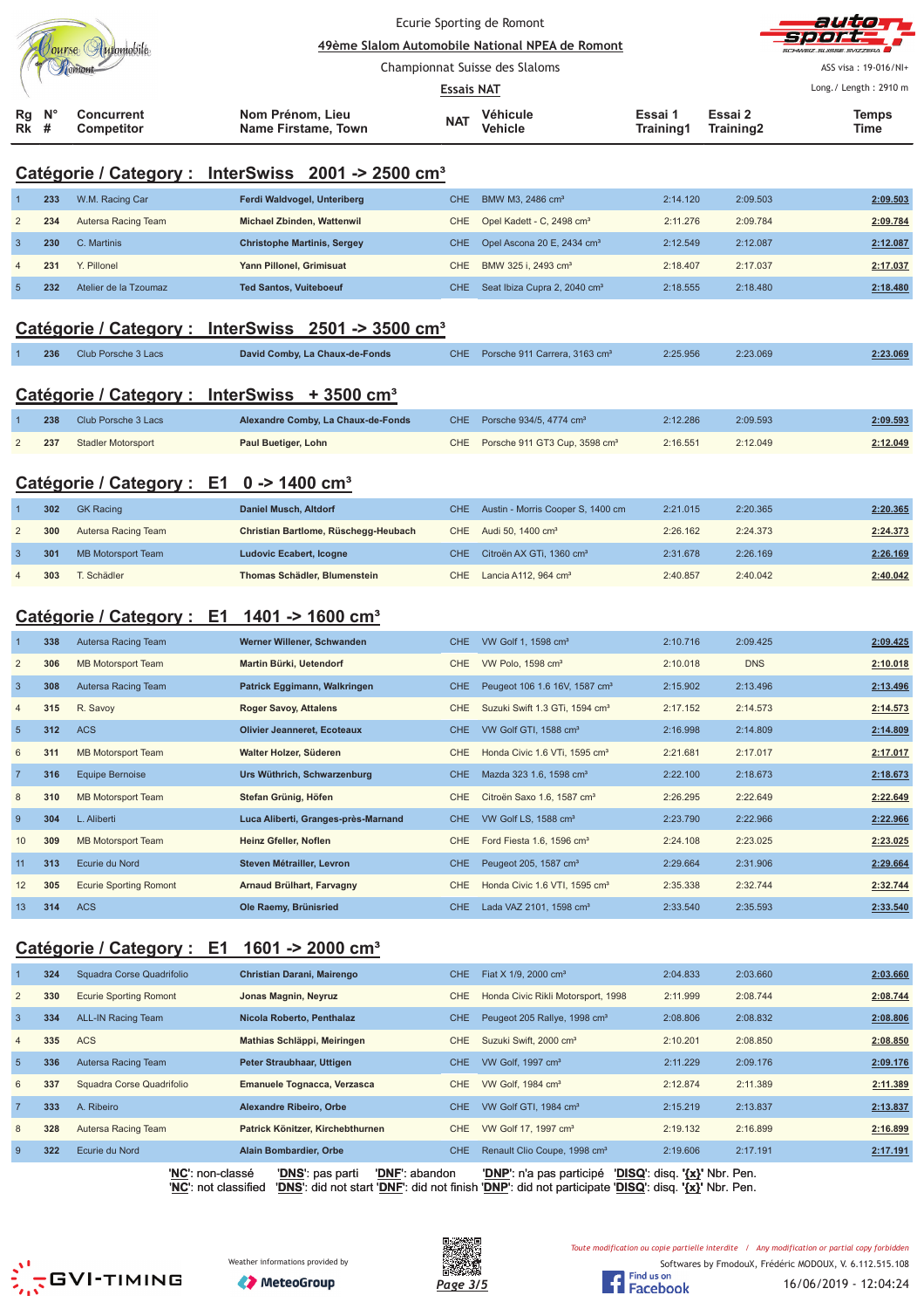Ecurie Sporting de Romont

49ème Slalom Automobile National NPEA de Romont

Championnat Suisse des Slaloms

Essais NAT

ASS visa : 19-016/NI+

Long./ Length : 2910 m

## Catégorie / Category : InterSwiss 2001 -> 2500 cm³

| Rg Rk | N° # | Concurrent Competitor | Nom Prénom, Lieu Name Firstame, Town | NAT | Véhicule Vehicle | Essai 1 Training1 | Essai 2 Training2 | Temps Time |
|---|---|---|---|---|---|---|---|---|
| 1 | 233 | W.M. Racing Car | Ferdi Waldvogel, Unteriberg | CHE | BMW M3, 2486 cm³ | 2:14.120 | 2:09.503 | 2:09.503 |
| 2 | 234 | Autersa Racing Team | Michael Zbinden, Wattenwil | CHE | Opel Kadett - C, 2498 cm³ | 2:11.276 | 2:09.784 | 2:09.784 |
| 3 | 230 | C. Martinis | Christophe Martinis, Sergey | CHE | Opel Ascona 20 E, 2434 cm³ | 2:12.549 | 2:12.087 | 2:12.087 |
| 4 | 231 | Y. Pillonel | Yann Pillonel, Grimisuat | CHE | BMW 325 i, 2493 cm³ | 2:18.407 | 2:17.037 | 2:17.037 |
| 5 | 232 | Atelier de la Tzoumaz | Ted Santos, Vuiteboeuf | CHE | Seat Ibiza Cupra 2, 2040 cm³ | 2:18.555 | 2:18.480 | 2:18.480 |

## Catégorie / Category : InterSwiss 2501 -> 3500 cm³

| Rg Rk | N° # | Concurrent Competitor | Nom Prénom, Lieu Name Firstame, Town | NAT | Véhicule Vehicle | Essai 1 Training1 | Essai 2 Training2 | Temps Time |
|---|---|---|---|---|---|---|---|---|
| 1 | 236 | Club Porsche 3 Lacs | David Comby, La Chaux-de-Fonds | CHE | Porsche 911 Carrera, 3163 cm³ | 2:25.956 | 2:23.069 | 2:23.069 |

## Catégorie / Category : InterSwiss + 3500 cm³

| Rg Rk | N° # | Concurrent Competitor | Nom Prénom, Lieu Name Firstame, Town | NAT | Véhicule Vehicle | Essai 1 Training1 | Essai 2 Training2 | Temps Time |
|---|---|---|---|---|---|---|---|---|
| 1 | 238 | Club Porsche 3 Lacs | Alexandre Comby, La Chaux-de-Fonds | CHE | Porsche 934/5, 4774 cm³ | 2:12.286 | 2:09.593 | 2:09.593 |
| 2 | 237 | Stadler Motorsport | Paul Buetiger, Lohn | CHE | Porsche 911 GT3 Cup, 3598 cm³ | 2:16.551 | 2:12.049 | 2:12.049 |

## Catégorie / Category : E1 0 -> 1400 cm³

| Rg Rk | N° # | Concurrent Competitor | Nom Prénom, Lieu Name Firstame, Town | NAT | Véhicule Vehicle | Essai 1 Training1 | Essai 2 Training2 | Temps Time |
|---|---|---|---|---|---|---|---|---|
| 1 | 302 | GK Racing | Daniel Musch, Altdorf | CHE | Austin - Morris Cooper S, 1400 cm | 2:21.015 | 2:20.365 | 2:20.365 |
| 2 | 300 | Autersa Racing Team | Christian Bartlome, Rüschegg-Heubach | CHE | Audi 50, 1400 cm³ | 2:26.162 | 2:24.373 | 2:24.373 |
| 3 | 301 | MB Motorsport Team | Ludovic Ecabert, Icogne | CHE | Citroën AX GTi, 1360 cm³ | 2:31.678 | 2:26.169 | 2:26.169 |
| 4 | 303 | T. Schädler | Thomas Schädler, Blumenstein | CHE | Lancia A112, 964 cm³ | 2:40.857 | 2:40.042 | 2:40.042 |

## Catégorie / Category : E1 1401 -> 1600 cm³

| Rg Rk | N° # | Concurrent Competitor | Nom Prénom, Lieu Name Firstame, Town | NAT | Véhicule Vehicle | Essai 1 Training1 | Essai 2 Training2 | Temps Time |
|---|---|---|---|---|---|---|---|---|
| 1 | 338 | Autersa Racing Team | Werner Willener, Schwanden | CHE | VW Golf 1, 1598 cm³ | 2:10.716 | 2:09.425 | 2:09.425 |
| 2 | 306 | MB Motorsport Team | Martin Bürki, Uetendorf | CHE | VW Polo, 1598 cm³ | 2:10.018 | DNS | 2:10.018 |
| 3 | 308 | Autersa Racing Team | Patrick Eggimann, Walkringen | CHE | Peugeot 106 1.6 16V, 1587 cm³ | 2:15.902 | 2:13.496 | 2:13.496 |
| 4 | 315 | R. Savoy | Roger Savoy, Attalens | CHE | Suzuki Swift 1.3 GTi, 1594 cm³ | 2:17.152 | 2:14.573 | 2:14.573 |
| 5 | 312 | ACS | Olivier Jeanneret, Ecoteaux | CHE | VW Golf GTI, 1588 cm³ | 2:16.998 | 2:14.809 | 2:14.809 |
| 6 | 311 | MB Motorsport Team | Walter Holzer, Süderen | CHE | Honda Civic 1.6 VTi, 1595 cm³ | 2:21.681 | 2:17.017 | 2:17.017 |
| 7 | 316 | Equipe Bernoise | Urs Wüthrich, Schwarzenburg | CHE | Mazda 323 1.6, 1598 cm³ | 2:22.100 | 2:18.673 | 2:18.673 |
| 8 | 310 | MB Motorsport Team | Stefan Grünig, Höfen | CHE | Citroën Saxo 1.6, 1587 cm³ | 2:26.295 | 2:22.649 | 2:22.649 |
| 9 | 304 | L. Aliberti | Luca Aliberti, Granges-près-Marnand | CHE | VW Golf LS, 1588 cm³ | 2:23.790 | 2:22.966 | 2:22.966 |
| 10 | 309 | MB Motorsport Team | Heinz Gfeller, Noflen | CHE | Ford Fiesta 1.6, 1596 cm³ | 2:24.108 | 2:23.025 | 2:23.025 |
| 11 | 313 | Ecurie du Nord | Steven Métrailler, Levron | CHE | Peugeot 205, 1587 cm³ | 2:29.664 | 2:31.906 | 2:29.664 |
| 12 | 305 | Ecurie Sporting Romont | Arnaud Brülhart, Farvagny | CHE | Honda Civic 1.6 VTI, 1595 cm³ | 2:35.338 | 2:32.744 | 2:32.744 |
| 13 | 314 | ACS | Ole Raemy, Brünisried | CHE | Lada VAZ 2101, 1598 cm³ | 2:33.540 | 2:35.593 | 2:33.540 |

## Catégorie / Category : E1 1601 -> 2000 cm³

| Rg Rk | N° # | Concurrent Competitor | Nom Prénom, Lieu Name Firstame, Town | NAT | Véhicule Vehicle | Essai 1 Training1 | Essai 2 Training2 | Temps Time |
|---|---|---|---|---|---|---|---|---|
| 1 | 324 | Squadra Corse Quadrifolio | Christian Darani, Mairengo | CHE | Fiat X 1/9, 2000 cm³ | 2:04.833 | 2:03.660 | 2:03.660 |
| 2 | 330 | Ecurie Sporting Romont | Jonas Magnin, Neyruz | CHE | Honda Civic Rikli Motorsport, 1998 | 2:11.999 | 2:08.744 | 2:08.744 |
| 3 | 334 | ALL-IN Racing Team | Nicola Roberto, Penthalaz | CHE | Peugeot 205 Rallye, 1998 cm³ | 2:08.806 | 2:08.832 | 2:08.806 |
| 4 | 335 | ACS | Mathias Schläppi, Meiringen | CHE | Suzuki Swift, 2000 cm³ | 2:10.201 | 2:08.850 | 2:08.850 |
| 5 | 336 | Autersa Racing Team | Peter Straubhaar, Uttigen | CHE | VW Golf, 1997 cm³ | 2:11.229 | 2:09.176 | 2:09.176 |
| 6 | 337 | Squadra Corse Quadrifolio | Emanuele Tognacca, Verzasca | CHE | VW Golf, 1984 cm³ | 2:12.874 | 2:11.389 | 2:11.389 |
| 7 | 333 | A. Ribeiro | Alexandre Ribeiro, Orbe | CHE | VW Golf GTI, 1984 cm³ | 2:15.219 | 2:13.837 | 2:13.837 |
| 8 | 328 | Autersa Racing Team | Patrick Eggimann, Kirchberthurnen | CHE | VW Golf 17, 1997 cm³ | 2:19.132 | 2:16.899 | 2:16.899 |
| 9 | 322 | Ecurie du Nord | Alain Bombardier, Orbe | CHE | Renault Clio Coupe, 1998 cm³ | 2:19.606 | 2:17.191 | 2:17.191 |

'NC': non-classé 'DNS': pas parti 'DNF': abandon 'DNP': n'a pas participé 'DISQ': disq. '{x}' Nbr. Pen.
'NC': not classified 'DNS': did not start 'DNF': did not finish 'DNP': did not participate 'DISQ': disq. '{x}' Nbr. Pen.

Toute modification ou copie partielle interdite / Any modification or partial copy forbidden

Softwares by FmodouX, Frédéric MODOUX, V. 6.112.515.108

16/06/2019 - 12:04:24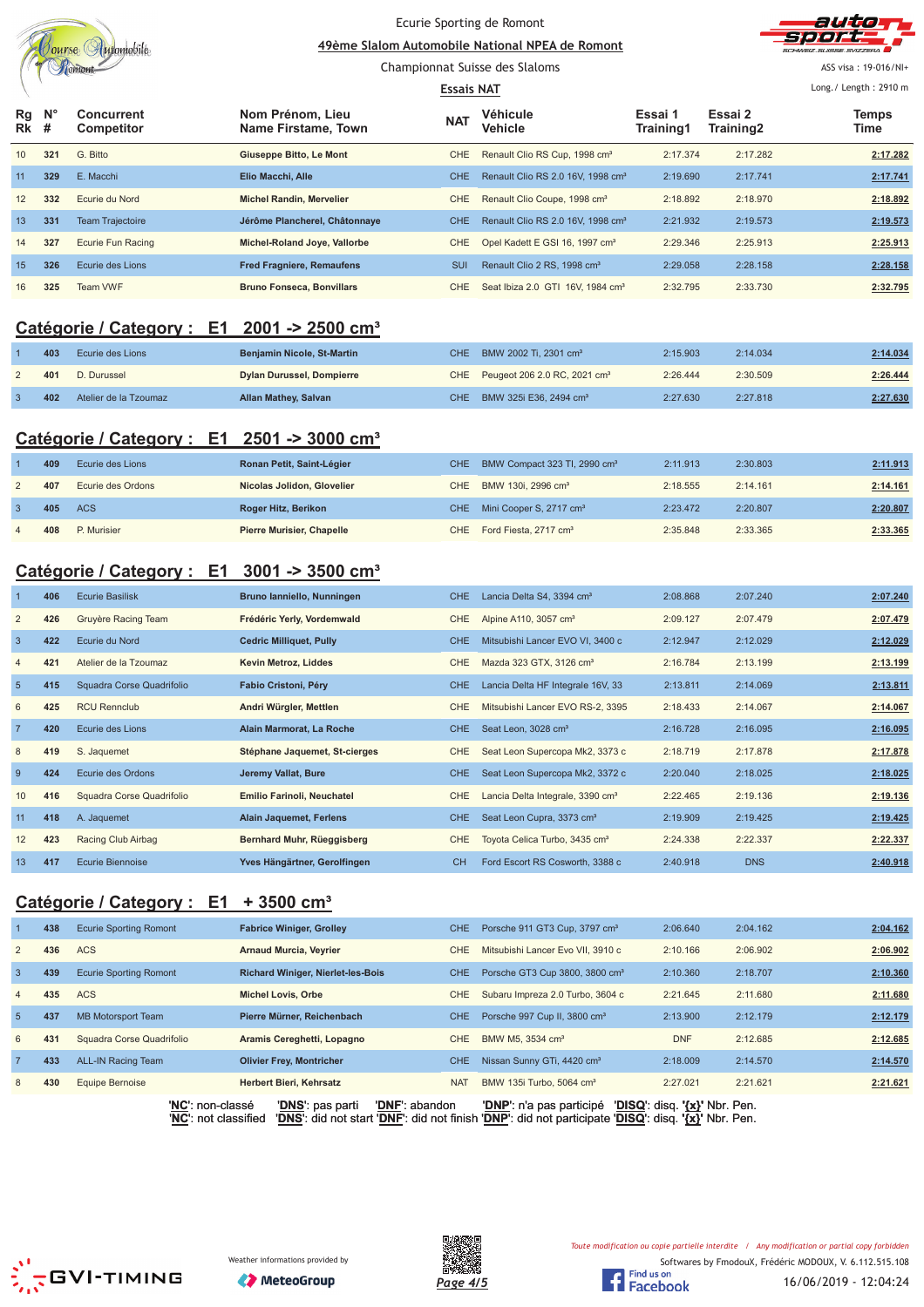Ecurie Sporting de Romont

49ème Slalom Automobile National NPEA de Romont

Championnat Suisse des Slaloms

Essais NAT

ASS visa : 19-016/NI+

Long./ Length : 2910 m

| Rg Rk | N° # | Concurrent Competitor | Nom Prénom, Lieu Name Firstame, Town | NAT | Véhicule Vehicle | Essai 1 Training1 | Essai 2 Training2 | Temps Time |
|---|---|---|---|---|---|---|---|---|
| 10 | 321 | G. Bitto | Giuseppe Bitto, Le Mont | CHE | Renault Clio RS Cup, 1998 cm³ | 2:17.374 | 2:17.282 | 2:17.282 |
| 11 | 329 | E. Macchi | Elio Macchi, Alle | CHE | Renault Clio RS 2.0 16V, 1998 cm³ | 2:19.690 | 2:17.741 | 2:17.741 |
| 12 | 332 | Ecurie du Nord | Michel Randin, Mervelier | CHE | Renault Clio Coupe, 1998 cm³ | 2:18.892 | 2:18.970 | 2:18.892 |
| 13 | 331 | Team Trajectoire | Jérôme Plancherel, Châtonnaye | CHE | Renault Clio RS 2.0 16V, 1998 cm³ | 2:21.932 | 2:19.573 | 2:19.573 |
| 14 | 327 | Ecurie Fun Racing | Michel-Roland Joye, Vallorbe | CHE | Opel Kadett E GSI 16, 1997 cm³ | 2:29.346 | 2:25.913 | 2:25.913 |
| 15 | 326 | Ecurie des Lions | Fred Fragniere, Remaufens | SUI | Renault Clio 2 RS, 1998 cm³ | 2:29.058 | 2:28.158 | 2:28.158 |
| 16 | 325 | Team VWF | Bruno Fonseca, Bonvillars | CHE | Seat Ibiza 2.0 GTI 16V, 1984 cm³ | 2:32.795 | 2:33.730 | 2:32.795 |

## Catégorie / Category : E1 2001 -> 2500 cm³

| Rg Rk | N° # | Concurrent Competitor | Nom Prénom, Lieu Name Firstame, Town | NAT | Véhicule Vehicle | Essai 1 Training1 | Essai 2 Training2 | Temps Time |
|---|---|---|---|---|---|---|---|---|
| 1 | 403 | Ecurie des Lions | Benjamin Nicole, St-Martin | CHE | BMW 2002 Ti, 2301 cm³ | 2:15.903 | 2:14.034 | 2:14.034 |
| 2 | 401 | D. Durussel | Dylan Durussel, Dompierre | CHE | Peugeot 206 2.0 RC, 2021 cm³ | 2:26.444 | 2:30.509 | 2:26.444 |
| 3 | 402 | Atelier de la Tzoumaz | Allan Mathey, Salvan | CHE | BMW 325i E36, 2494 cm³ | 2:27.630 | 2:27.818 | 2:27.630 |

## Catégorie / Category : E1 2501 -> 3000 cm³

| Rg Rk | N° # | Concurrent Competitor | Nom Prénom, Lieu Name Firstame, Town | NAT | Véhicule Vehicle | Essai 1 Training1 | Essai 2 Training2 | Temps Time |
|---|---|---|---|---|---|---|---|---|
| 1 | 409 | Ecurie des Lions | Ronan Petit, Saint-Légier | CHE | BMW Compact 323 TI, 2990 cm³ | 2:11.913 | 2:30.803 | 2:11.913 |
| 2 | 407 | Ecurie des Ordons | Nicolas Jolidon, Glovelier | CHE | BMW 130i, 2996 cm³ | 2:18.555 | 2:14.161 | 2:14.161 |
| 3 | 405 | ACS | Roger Hitz, Berikon | CHE | Mini Cooper S, 2717 cm³ | 2:23.472 | 2:20.807 | 2:20.807 |
| 4 | 408 | P. Murisier | Pierre Murisier, Chapelle | CHE | Ford Fiesta, 2717 cm³ | 2:35.848 | 2:33.365 | 2:33.365 |

## Catégorie / Category : E1 3001 -> 3500 cm³

| Rg Rk | N° # | Concurrent Competitor | Nom Prénom, Lieu Name Firstame, Town | NAT | Véhicule Vehicle | Essai 1 Training1 | Essai 2 Training2 | Temps Time |
|---|---|---|---|---|---|---|---|---|
| 1 | 406 | Ecurie Basilisk | Bruno Ianniello, Nunningen | CHE | Lancia Delta S4, 3394 cm³ | 2:08.868 | 2:07.240 | 2:07.240 |
| 2 | 426 | Gruyère Racing Team | Frédéric Yerly, Vordemwald | CHE | Alpine A110, 3057 cm³ | 2:09.127 | 2:07.479 | 2:07.479 |
| 3 | 422 | Ecurie du Nord | Cedric Milliquet, Pully | CHE | Mitsubishi Lancer EVO VI, 3400 c | 2:12.947 | 2:12.029 | 2:12.029 |
| 4 | 421 | Atelier de la Tzoumaz | Kevin Metroz, Liddes | CHE | Mazda 323 GTX, 3126 cm³ | 2:16.784 | 2:13.199 | 2:13.199 |
| 5 | 415 | Squadra Corse Quadrifolio | Fabio Cristoni, Péry | CHE | Lancia Delta HF Integrale 16V, 33 | 2:13.811 | 2:14.069 | 2:13.811 |
| 6 | 425 | RCU Rennclub | Andri Würgler, Mettlen | CHE | Mitsubishi Lancer EVO RS-2, 3395 | 2:18.433 | 2:14.067 | 2:14.067 |
| 7 | 420 | Ecurie des Lions | Alain Marmorat, La Roche | CHE | Seat Leon, 3028 cm³ | 2:16.728 | 2:16.095 | 2:16.095 |
| 8 | 419 | S. Jaquemet | Stéphane Jaquemet, St-cierges | CHE | Seat Leon Supercopa Mk2, 3373 c | 2:18.719 | 2:17.878 | 2:17.878 |
| 9 | 424 | Ecurie des Ordons | Jeremy Vallat, Bure | CHE | Seat Leon Supercopa Mk2, 3372 c | 2:20.040 | 2:18.025 | 2:18.025 |
| 10 | 416 | Squadra Corse Quadrifolio | Emilio Farinoli, Neuchatel | CHE | Lancia Delta Integrale, 3390 cm³ | 2:22.465 | 2:19.136 | 2:19.136 |
| 11 | 418 | A. Jaquemet | Alain Jaquemet, Ferlens | CHE | Seat Leon Cupra, 3373 cm³ | 2:19.909 | 2:19.425 | 2:19.425 |
| 12 | 423 | Racing Club Airbag | Bernhard Muhr, Rüeggisberg | CHE | Toyota Celica Turbo, 3435 cm³ | 2:24.338 | 2:22.337 | 2:22.337 |
| 13 | 417 | Ecurie Biennoise | Yves Hängärtner, Gerolfingen | CH | Ford Escort RS Cosworth, 3388 c | 2:40.918 | DNS | 2:40.918 |

## Catégorie / Category : E1 + 3500 cm³

| Rg Rk | N° # | Concurrent Competitor | Nom Prénom, Lieu Name Firstame, Town | NAT | Véhicule Vehicle | Essai 1 Training1 | Essai 2 Training2 | Temps Time |
|---|---|---|---|---|---|---|---|---|
| 1 | 438 | Ecurie Sporting Romont | Fabrice Winiger, Grolley | CHE | Porsche 911 GT3 Cup, 3797 cm³ | 2:06.640 | 2:04.162 | 2:04.162 |
| 2 | 436 | ACS | Arnaud Murcia, Veyrier | CHE | Mitsubishi Lancer Evo VII, 3910 c | 2:10.166 | 2:06.902 | 2:06.902 |
| 3 | 439 | Ecurie Sporting Romont | Richard Winiger, Nierlet-les-Bois | CHE | Porsche GT3 Cup 3800, 3800 cm³ | 2:10.360 | 2:18.707 | 2:10.360 |
| 4 | 435 | ACS | Michel Lovis, Orbe | CHE | Subaru Impreza 2.0 Turbo, 3604 c | 2:21.645 | 2:11.680 | 2:11.680 |
| 5 | 437 | MB Motorsport Team | Pierre Mürner, Reichenbach | CHE | Porsche 997 Cup II, 3800 cm³ | 2:13.900 | 2:12.179 | 2:12.179 |
| 6 | 431 | Squadra Corse Quadrifolio | Aramis Cereghetti, Lopagno | CHE | BMW M5, 3534 cm³ | DNF | 2:12.685 | 2:12.685 |
| 7 | 433 | ALL-IN Racing Team | Olivier Frey, Montricher | CHE | Nissan Sunny GTi, 4420 cm³ | 2:18.009 | 2:14.570 | 2:14.570 |
| 8 | 430 | Equipe Bernoise | Herbert Bieri, Kehrsatz | NAT | BMW 135i Turbo, 5064 cm³ | 2:27.021 | 2:21.621 | 2:21.621 |

'NC': non-classé 'DNS': pas parti 'DNF': abandon 'DNP': n'a pas participé 'DISQ': disq. '{x}' Nbr. Pen.
'NC': not classified 'DNS': did not start 'DNF': did not finish 'DNP': did not participate 'DISQ': disq. '{x}' Nbr. Pen.

Weather informations provided by MeteoGroup

Toute modification ou copie partielle interdite / Any modification or partial copy forbidden

Softwares by FmodouX, Frédéric MODOUX, V. 6.112.515.108

16/06/2019 - 12:04:24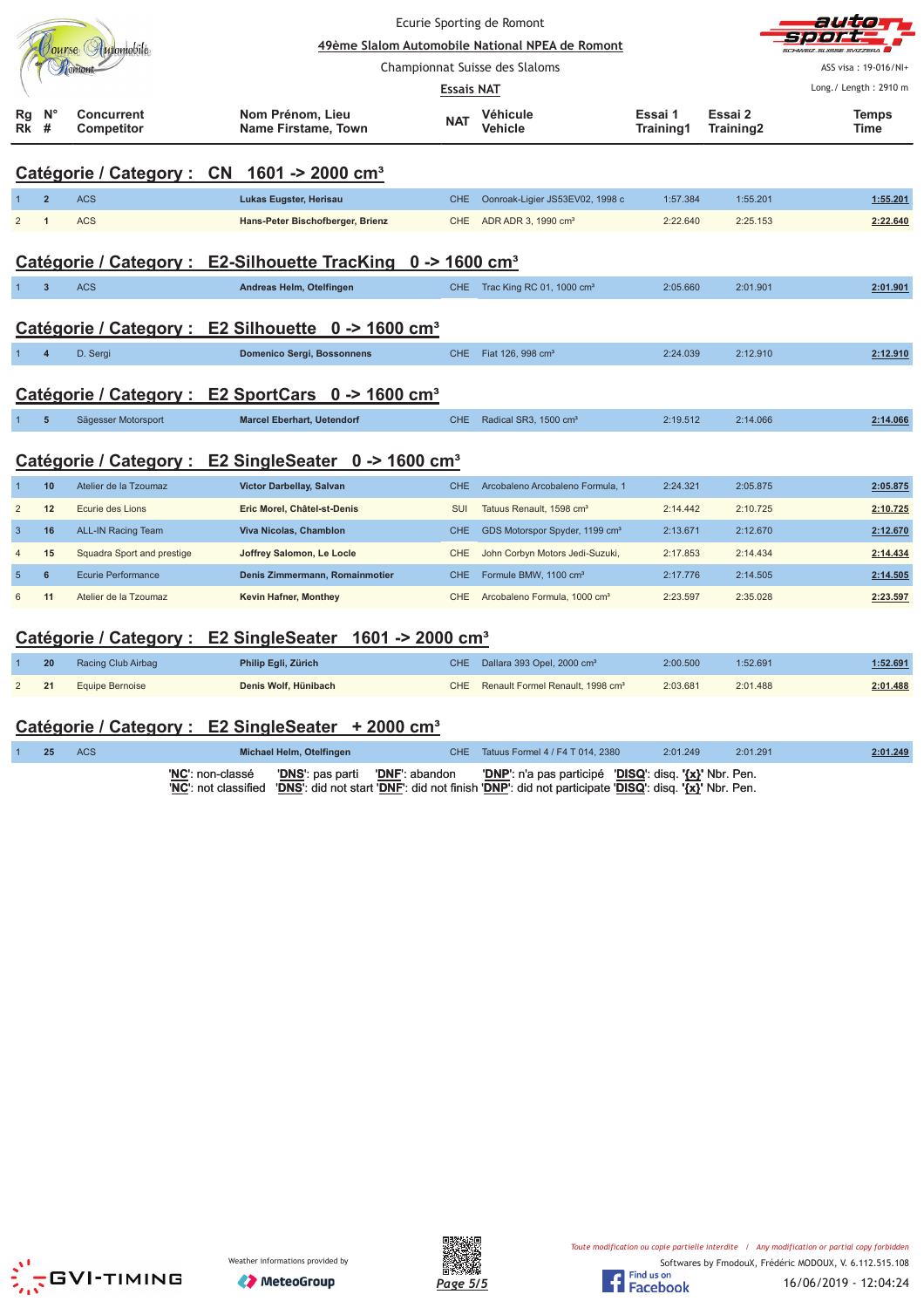Ecurie Sporting de Romont

**49ème Slalom Automobile National NPEA de Romont**

Championnat Suisse des Slaloms

**Essais NAT**

ASS visa : 19-016/NI+

Long./ Length : 2910 m

| Rg Rk | N° # | Concurrent Competitor | Nom Prénom, Lieu Name Firstame, Town | NAT | Véhicule Vehicle | Essai 1 Training1 | Essai 2 Training2 | Temps Time |
|---|---|---|---|---|---|---|---|---|

## Catégorie / Category : CN 1601 -> 2000 cm³

| Rg | N° | Concurrent | Nom Prénom, Lieu | NAT | Véhicule | Essai 1 | Essai 2 | Temps |
|---|---|---|---|---|---|---|---|---|
| 1 | 2 | ACS | Lukas Eugster, Herisau | CHE | Oonroak-Ligier JS53EV02, 1998 c | 1:57.384 | 1:55.201 | 1:55.201 |
| 2 | 1 | ACS | Hans-Peter Bischofberger, Brienz | CHE | ADR ADR 3, 1990 cm³ | 2:22.640 | 2:25.153 | 2:22.640 |

## Catégorie / Category : E2-Silhouette TracKing 0 -> 1600 cm³

| Rg | N° | Concurrent | Nom Prénom, Lieu | NAT | Véhicule | Essai 1 | Essai 2 | Temps |
|---|---|---|---|---|---|---|---|---|
| 1 | 3 | ACS | Andreas Helm, Otelfingen | CHE | Trac King RC 01, 1000 cm³ | 2:05.660 | 2:01.901 | 2:01.901 |

## Catégorie / Category : E2 Silhouette 0 -> 1600 cm³

| Rg | N° | Concurrent | Nom Prénom, Lieu | NAT | Véhicule | Essai 1 | Essai 2 | Temps |
|---|---|---|---|---|---|---|---|---|
| 1 | 4 | D. Sergi | Domenico Sergi, Bossonnens | CHE | Fiat 126, 998 cm³ | 2:24.039 | 2:12.910 | 2:12.910 |

## Catégorie / Category : E2 SportCars 0 -> 1600 cm³

| Rg | N° | Concurrent | Nom Prénom, Lieu | NAT | Véhicule | Essai 1 | Essai 2 | Temps |
|---|---|---|---|---|---|---|---|---|
| 1 | 5 | Sägesser Motorsport | Marcel Eberhart, Uetendorf | CHE | Radical SR3, 1500 cm³ | 2:19.512 | 2:14.066 | 2:14.066 |

## Catégorie / Category : E2 SingleSeater 0 -> 1600 cm³

| Rg | N° | Concurrent | Nom Prénom, Lieu | NAT | Véhicule | Essai 1 | Essai 2 | Temps |
|---|---|---|---|---|---|---|---|---|
| 1 | 10 | Atelier de la Tzoumaz | Victor Darbellay, Salvan | CHE | Arcobaleno Arcobaleno Formula, 1 | 2:24.321 | 2:05.875 | 2:05.875 |
| 2 | 12 | Ecurie des Lions | Eric Morel, Châtel-st-Denis | SUI | Tatuus Renault, 1598 cm³ | 2:14.442 | 2:10.725 | 2:10.725 |
| 3 | 16 | ALL-IN Racing Team | Viva Nicolas, Chamblon | CHE | GDS Motorspor Spyder, 1199 cm³ | 2:13.671 | 2:12.670 | 2:12.670 |
| 4 | 15 | Squadra Sport and prestige | Joffrey Salomon, Le Locle | CHE | John Corbyn Motors Jedi-Suzuki, | 2:17.853 | 2:14.434 | 2:14.434 |
| 5 | 6 | Ecurie Performance | Denis Zimmermann, Romainmotier | CHE | Formule BMW, 1100 cm³ | 2:17.776 | 2:14.505 | 2:14.505 |
| 6 | 11 | Atelier de la Tzoumaz | Kevin Hafner, Monthey | CHE | Arcobaleno Formula, 1000 cm³ | 2:23.597 | 2:35.028 | 2:23.597 |

## Catégorie / Category : E2 SingleSeater 1601 -> 2000 cm³

| Rg | N° | Concurrent | Nom Prénom, Lieu | NAT | Véhicule | Essai 1 | Essai 2 | Temps |
|---|---|---|---|---|---|---|---|---|
| 1 | 20 | Racing Club Airbag | Philip Egli, Zürich | CHE | Dallara 393 Opel, 2000 cm³ | 2:00.500 | 1:52.691 | 1:52.691 |
| 2 | 21 | Equipe Bernoise | Denis Wolf, Hünibach | CHE | Renault Formel Renault, 1998 cm³ | 2:03.681 | 2:01.488 | 2:01.488 |

## Catégorie / Category : E2 SingleSeater + 2000 cm³

| Rg | N° | Concurrent | Nom Prénom, Lieu | NAT | Véhicule | Essai 1 | Essai 2 | Temps |
|---|---|---|---|---|---|---|---|---|
| 1 | 25 | ACS | Michael Helm, Otelfingen | CHE | Tatuus Formel 4 / F4 T 014, 2380 | 2:01.249 | 2:01.291 | 2:01.249 |

'**NC**': non-classé '**DNS**': pas parti '**DNF**': abandon '**DNP**': n'a pas participé '**DISQ**': disq. '**{x}**' Nbr. Pen.
'**NC**': not classified '**DNS**': did not start '**DNF**': did not finish '**DNP**': did not participate '**DISQ**': disq. '**{x}**' Nbr. Pen.

Weather informations provided by MeteoGroup

*Toute modification ou copie partielle interdite / Any modification or partial copy forbidden*

Softwares by FmodouX, Frédéric MODOUX, V. 6.112.515.108

16/06/2019 - 12:04:24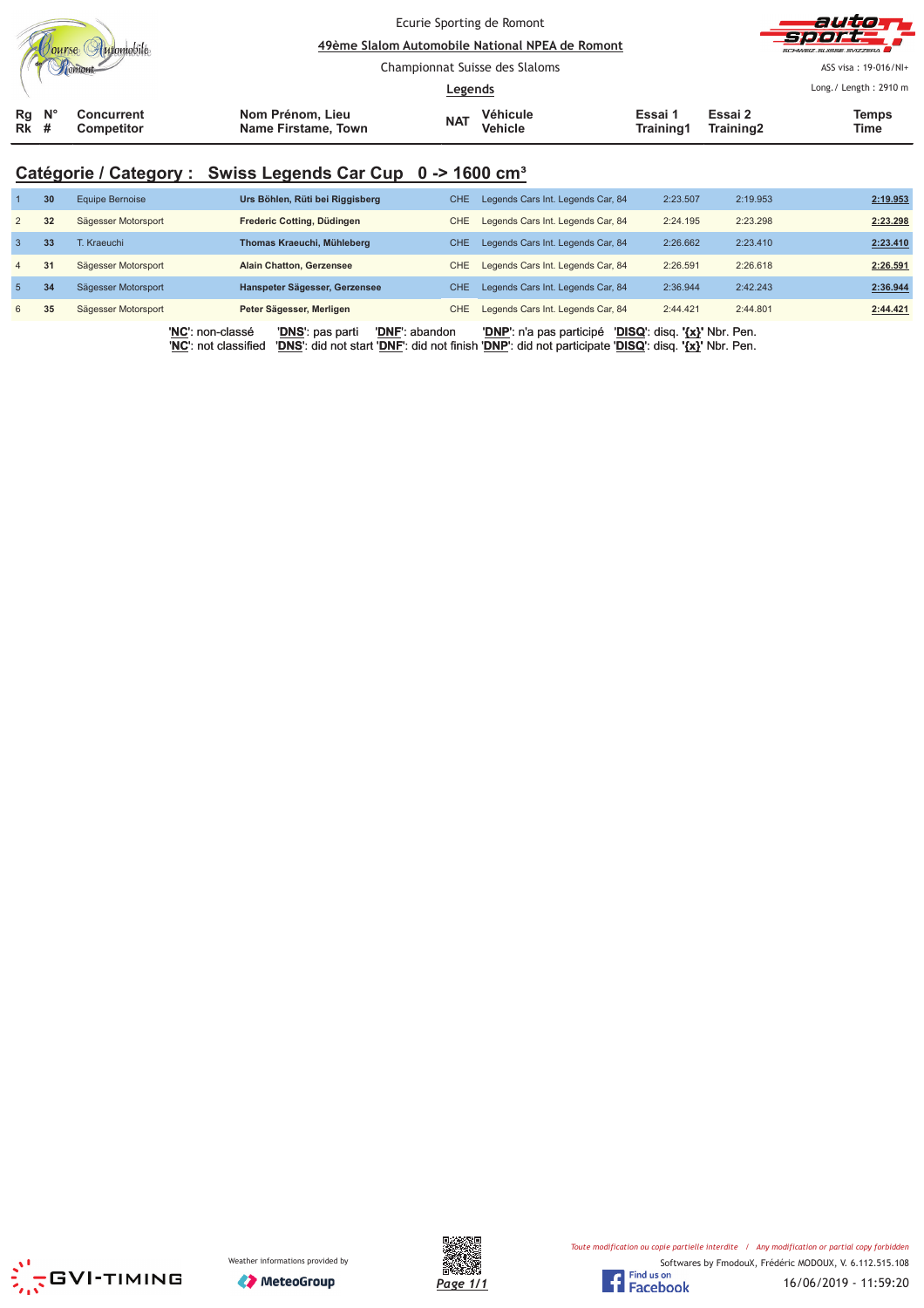Ecurie Sporting de Romont

**49ème Slalom Automobile National NPEA de Romont**

Championnat Suisse des Slaloms

**Legends**

ASS visa : 19-016/NI+

Long./ Length : 2910 m

## Catégorie / Category : Swiss Legends Car Cup 0 -> 1600 cm³

| Rg Rk | N° # | Concurrent Competitor | Nom Prénom, Lieu Name Firstame, Town | NAT | Véhicule Vehicle | Essai 1 Training1 | Essai 2 Training2 | Temps Time |
|---|---|---|---|---|---|---|---|---|
| 1 | 30 | Equipe Bernoise | **Urs Böhlen, Rüti bei Riggisberg** | CHE | Legends Cars Int. Legends Car, 84 | 2:23.507 | 2:19.953 | **2:19.953** |
| 2 | 32 | Sägesser Motorsport | **Frederic Cotting, Düdingen** | CHE | Legends Cars Int. Legends Car, 84 | 2:24.195 | 2:23.298 | **2:23.298** |
| 3 | 33 | T. Kraeuchi | **Thomas Kraeuchi, Mühleberg** | CHE | Legends Cars Int. Legends Car, 84 | 2:26.662 | 2:23.410 | **2:23.410** |
| 4 | 31 | Sägesser Motorsport | **Alain Chatton, Gerzensee** | CHE | Legends Cars Int. Legends Car, 84 | 2:26.591 | 2:26.618 | **2:26.591** |
| 5 | 34 | Sägesser Motorsport | **Hanspeter Sägesser, Gerzensee** | CHE | Legends Cars Int. Legends Car, 84 | 2:36.944 | 2:42.243 | **2:36.944** |
| 6 | 35 | Sägesser Motorsport | **Peter Sägesser, Merligen** | CHE | Legends Cars Int. Legends Car, 84 | 2:44.421 | 2:44.801 | **2:44.421** |

'**NC**': non-classé '**DNS**': pas parti '**DNF**': abandon '**DNP**': n'a pas participé '**DISQ**': disq. '**{x}**' Nbr. Pen.
'**NC**': not classified '**DNS**': did not start '**DNF**': did not finish '**DNP**': did not participate '**DISQ**': disq. '**{x}**' Nbr. Pen.

Weather informations provided by MeteoGroup

*Toute modification ou copie partielle interdite / Any modification or partial copy forbidden*

Softwares by FmodouX, Frédéric MODOUX, V. 6.112.515.108

16/06/2019 - 11:59:20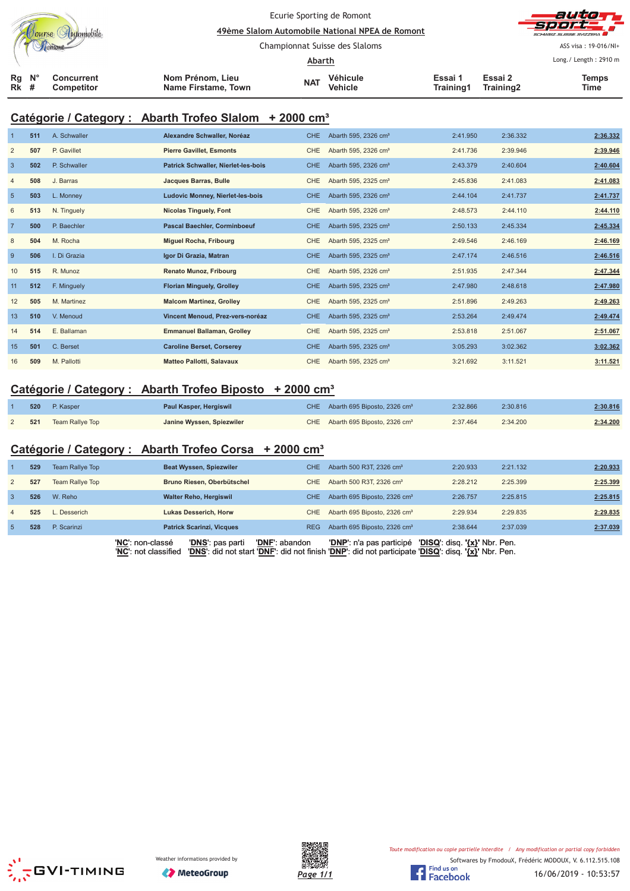Ecurie Sporting de Romont

49ème Slalom Automobile National NPEA de Romont

Championnat Suisse des Slaloms

Abarth

ASS visa : 19-016/NI+

Long./ Length : 2910 m

## Catégorie / Category : Abarth Trofeo Slalom + 2000 cm³

| Rg Rk | N° # | Concurrent Competitor | Nom Prénom, Lieu Name Firstame, Town | NAT | Véhicule Vehicle | Essai 1 Training1 | Essai 2 Training2 | Temps Time |
|---|---|---|---|---|---|---|---|---|
| 1 | 511 | A. Schwaller | Alexandre Schwaller, Noréaz | CHE | Abarth 595, 2326 cm³ | 2:41.950 | 2:36.332 | 2:36.332 |
| 2 | 507 | P. Gavillet | Pierre Gavillet, Esmonts | CHE | Abarth 595, 2326 cm³ | 2:41.736 | 2:39.946 | 2:39.946 |
| 3 | 502 | P. Schwaller | Patrick Schwaller, Nierlet-les-bois | CHE | Abarth 595, 2326 cm³ | 2:43.379 | 2:40.604 | 2:40.604 |
| 4 | 508 | J. Barras | Jacques Barras, Bulle | CHE | Abarth 595, 2325 cm³ | 2:45.836 | 2:41.083 | 2:41.083 |
| 5 | 503 | L. Monney | Ludovic Monney, Nierlet-les-bois | CHE | Abarth 595, 2326 cm³ | 2:44.104 | 2:41.737 | 2:41.737 |
| 6 | 513 | N. Tinguely | Nicolas Tinguely, Font | CHE | Abarth 595, 2326 cm³ | 2:48.573 | 2:44.110 | 2:44.110 |
| 7 | 500 | P. Baechler | Pascal Baechler, Corminboeuf | CHE | Abarth 595, 2325 cm³ | 2:50.133 | 2:45.334 | 2:45.334 |
| 8 | 504 | M. Rocha | Miguel Rocha, Fribourg | CHE | Abarth 595, 2325 cm³ | 2:49.546 | 2:46.169 | 2:46.169 |
| 9 | 506 | I. Di Grazia | Igor Di Grazia, Matran | CHE | Abarth 595, 2325 cm³ | 2:47.174 | 2:46.516 | 2:46.516 |
| 10 | 515 | R. Munoz | Renato Munoz, Fribourg | CHE | Abarth 595, 2326 cm³ | 2:51.935 | 2:47.344 | 2:47.344 |
| 11 | 512 | F. Minguely | Florian Minguely, Grolley | CHE | Abarth 595, 2325 cm³ | 2:47.980 | 2:48.618 | 2:47.980 |
| 12 | 505 | M. Martinez | Malcom Martinez, Grolley | CHE | Abarth 595, 2325 cm³ | 2:51.896 | 2:49.263 | 2:49.263 |
| 13 | 510 | V. Menoud | Vincent Menoud, Prez-vers-noréaz | CHE | Abarth 595, 2325 cm³ | 2:53.264 | 2:49.474 | 2:49.474 |
| 14 | 514 | E. Ballaman | Emmanuel Ballaman, Grolley | CHE | Abarth 595, 2325 cm³ | 2:53.818 | 2:51.067 | 2:51.067 |
| 15 | 501 | C. Berset | Caroline Berset, Corserey | CHE | Abarth 595, 2325 cm³ | 3:05.293 | 3:02.362 | 3:02.362 |
| 16 | 509 | M. Pallotti | Matteo Pallotti, Salavaux | CHE | Abarth 595, 2325 cm³ | 3:21.692 | 3:11.521 | 3:11.521 |

## Catégorie / Category : Abarth Trofeo Biposto + 2000 cm³

| Rg Rk | N° # | Concurrent Competitor | Nom Prénom, Lieu Name Firstame, Town | NAT | Véhicule Vehicle | Essai 1 Training1 | Essai 2 Training2 | Temps Time |
|---|---|---|---|---|---|---|---|---|
| 1 | 520 | P. Kasper | Paul Kasper, Hergiswil | CHE | Abarth 695 Biposto, 2326 cm³ | 2:32.866 | 2:30.816 | 2:30.816 |
| 2 | 521 | Team Rallye Top | Janine Wyssen, Spiezwiler | CHE | Abarth 695 Biposto, 2326 cm³ | 2:37.464 | 2:34.200 | 2:34.200 |

## Catégorie / Category : Abarth Trofeo Corsa + 2000 cm³

| Rg Rk | N° # | Concurrent Competitor | Nom Prénom, Lieu Name Firstame, Town | NAT | Véhicule Vehicle | Essai 1 Training1 | Essai 2 Training2 | Temps Time |
|---|---|---|---|---|---|---|---|---|
| 1 | 529 | Team Rallye Top | Beat Wyssen, Spiezwiler | CHE | Abarth 500 R3T, 2326 cm³ | 2:20.933 | 2:21.132 | 2:20.933 |
| 2 | 527 | Team Rallye Top | Bruno Riesen, Oberbütschel | CHE | Abarth 500 R3T, 2326 cm³ | 2:28.212 | 2:25.399 | 2:25.399 |
| 3 | 526 | W. Reho | Walter Reho, Hergiswil | CHE | Abarth 695 Biposto, 2326 cm³ | 2:26.757 | 2:25.815 | 2:25.815 |
| 4 | 525 | L. Desserich | Lukas Desserich, Horw | CHE | Abarth 695 Biposto, 2326 cm³ | 2:29.934 | 2:29.835 | 2:29.835 |
| 5 | 528 | P. Scarinzi | Patrick Scarinzi, Vicques | REG | Abarth 695 Biposto, 2326 cm³ | 2:38.644 | 2:37.039 | 2:37.039 |

'NC': non-classé 'DNS': pas parti 'DNF': abandon 'DNP': n'a pas participé 'DISQ': disq. '{x}' Nbr. Pen.
'NC': not classified 'DNS': did not start 'DNF': did not finish 'DNP': did not participate 'DISQ': disq. '{x}' Nbr. Pen.

Weather informations provided by MeteoGroup

Toute modification ou copie partielle interdite / Any modification or partial copy forbidden

Softwares by FmodouX, Frédéric MODOUX, V. 6.112.515.108

16/06/2019 - 10:53:57